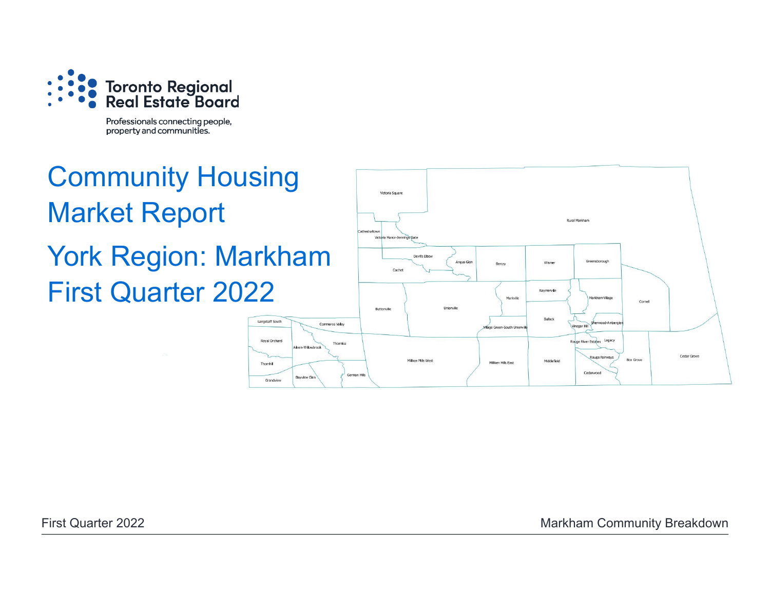Toronto Regional Real Estate Board

Professionals connecting people, property and communities.

# Community Housing Market Report

# York Region: Markham First Quarter 2022

Victoria Square

Rural Markham

Cathedraltown

Victoria Manor-Jennings Gate

Devils Elbow

Angus Glen

Berczy

Wismer

Greensborough

Cachet

Markville

Raymerville

Markham Village

Cornell

Buttonville

Unionville

Bullock

Sherwood-Amberglen

Langstaff South

Commerce Valley

Village Green-South Unionville

Vinegar Hill

Royal Orchard

Thornlea

Rouge River Estates

Legacy

Aileen-Willowbrook

Rouge Fairways

Box Grove

Cedar Grove

Milliken Mills West

Milliken Mills East

Middlefield

Thornhill

German Mills

Cedarwood

Grandview

Bayview Glen

First Quarter 2022

Markham Community Breakdown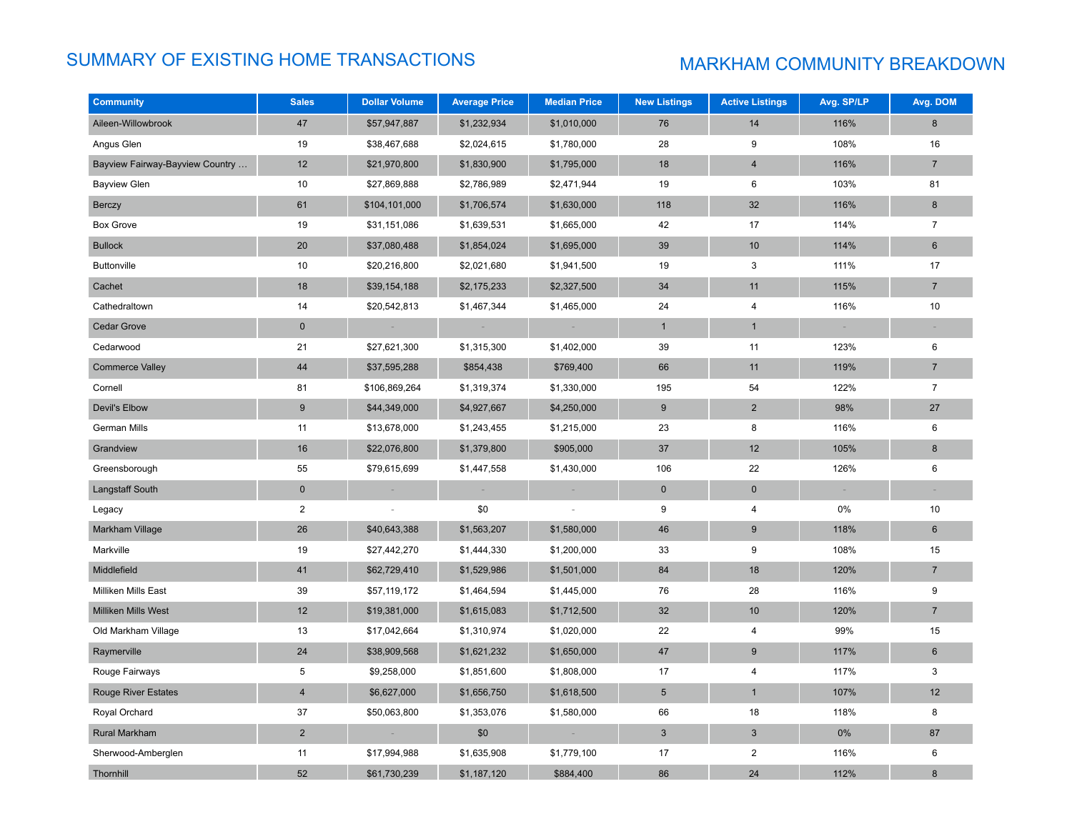# SUMMARY OF EXISTING HOME TRANSACTIONS

## MARKHAM COMMUNITY BREAKDOWN

| Community | Sales | Dollar Volume | Average Price | Median Price | New Listings | Active Listings | Avg. SP/LP | Avg. DOM |
|---|---|---|---|---|---|---|---|---|
| Aileen-Willowbrook | 47 | $57,947,887 | $1,232,934 | $1,010,000 | 76 | 14 | 116% | 8 |
| Angus Glen | 19 | $38,467,688 | $2,024,615 | $1,780,000 | 28 | 9 | 108% | 16 |
| Bayview Fairway-Bayview Country … | 12 | $21,970,800 | $1,830,900 | $1,795,000 | 18 | 4 | 116% | 7 |
| Bayview Glen | 10 | $27,869,888 | $2,786,989 | $2,471,944 | 19 | 6 | 103% | 81 |
| Berczy | 61 | $104,101,000 | $1,706,574 | $1,630,000 | 118 | 32 | 116% | 8 |
| Box Grove | 19 | $31,151,086 | $1,639,531 | $1,665,000 | 42 | 17 | 114% | 7 |
| Bullock | 20 | $37,080,488 | $1,854,024 | $1,695,000 | 39 | 10 | 114% | 6 |
| Buttonville | 10 | $20,216,800 | $2,021,680 | $1,941,500 | 19 | 3 | 111% | 17 |
| Cachet | 18 | $39,154,188 | $2,175,233 | $2,327,500 | 34 | 11 | 115% | 7 |
| Cathedraltown | 14 | $20,542,813 | $1,467,344 | $1,465,000 | 24 | 4 | 116% | 10 |
| Cedar Grove | 0 | - | - | - | 1 | 1 | - | - |
| Cedarwood | 21 | $27,621,300 | $1,315,300 | $1,402,000 | 39 | 11 | 123% | 6 |
| Commerce Valley | 44 | $37,595,288 | $854,438 | $769,400 | 66 | 11 | 119% | 7 |
| Cornell | 81 | $106,869,264 | $1,319,374 | $1,330,000 | 195 | 54 | 122% | 7 |
| Devil's Elbow | 9 | $44,349,000 | $4,927,667 | $4,250,000 | 9 | 2 | 98% | 27 |
| German Mills | 11 | $13,678,000 | $1,243,455 | $1,215,000 | 23 | 8 | 116% | 6 |
| Grandview | 16 | $22,076,800 | $1,379,800 | $905,000 | 37 | 12 | 105% | 8 |
| Greensborough | 55 | $79,615,699 | $1,447,558 | $1,430,000 | 106 | 22 | 126% | 6 |
| Langstaff South | 0 | - | - | - | 0 | 0 | - | - |
| Legacy | 2 | - | $0 | - | 9 | 4 | 0% | 10 |
| Markham Village | 26 | $40,643,388 | $1,563,207 | $1,580,000 | 46 | 9 | 118% | 6 |
| Markville | 19 | $27,442,270 | $1,444,330 | $1,200,000 | 33 | 9 | 108% | 15 |
| Middlefield | 41 | $62,729,410 | $1,529,986 | $1,501,000 | 84 | 18 | 120% | 7 |
| Milliken Mills East | 39 | $57,119,172 | $1,464,594 | $1,445,000 | 76 | 28 | 116% | 9 |
| Milliken Mills West | 12 | $19,381,000 | $1,615,083 | $1,712,500 | 32 | 10 | 120% | 7 |
| Old Markham Village | 13 | $17,042,664 | $1,310,974 | $1,020,000 | 22 | 4 | 99% | 15 |
| Raymerville | 24 | $38,909,568 | $1,621,232 | $1,650,000 | 47 | 9 | 117% | 6 |
| Rouge Fairways | 5 | $9,258,000 | $1,851,600 | $1,808,000 | 17 | 4 | 117% | 3 |
| Rouge River Estates | 4 | $6,627,000 | $1,656,750 | $1,618,500 | 5 | 1 | 107% | 12 |
| Royal Orchard | 37 | $50,063,800 | $1,353,076 | $1,580,000 | 66 | 18 | 118% | 8 |
| Rural Markham | 2 | - | $0 | - | 3 | 3 | 0% | 87 |
| Sherwood-Amberglen | 11 | $17,994,988 | $1,635,908 | $1,779,100 | 17 | 2 | 116% | 6 |
| Thornhill | 52 | $61,730,239 | $1,187,120 | $884,400 | 86 | 24 | 112% | 8 |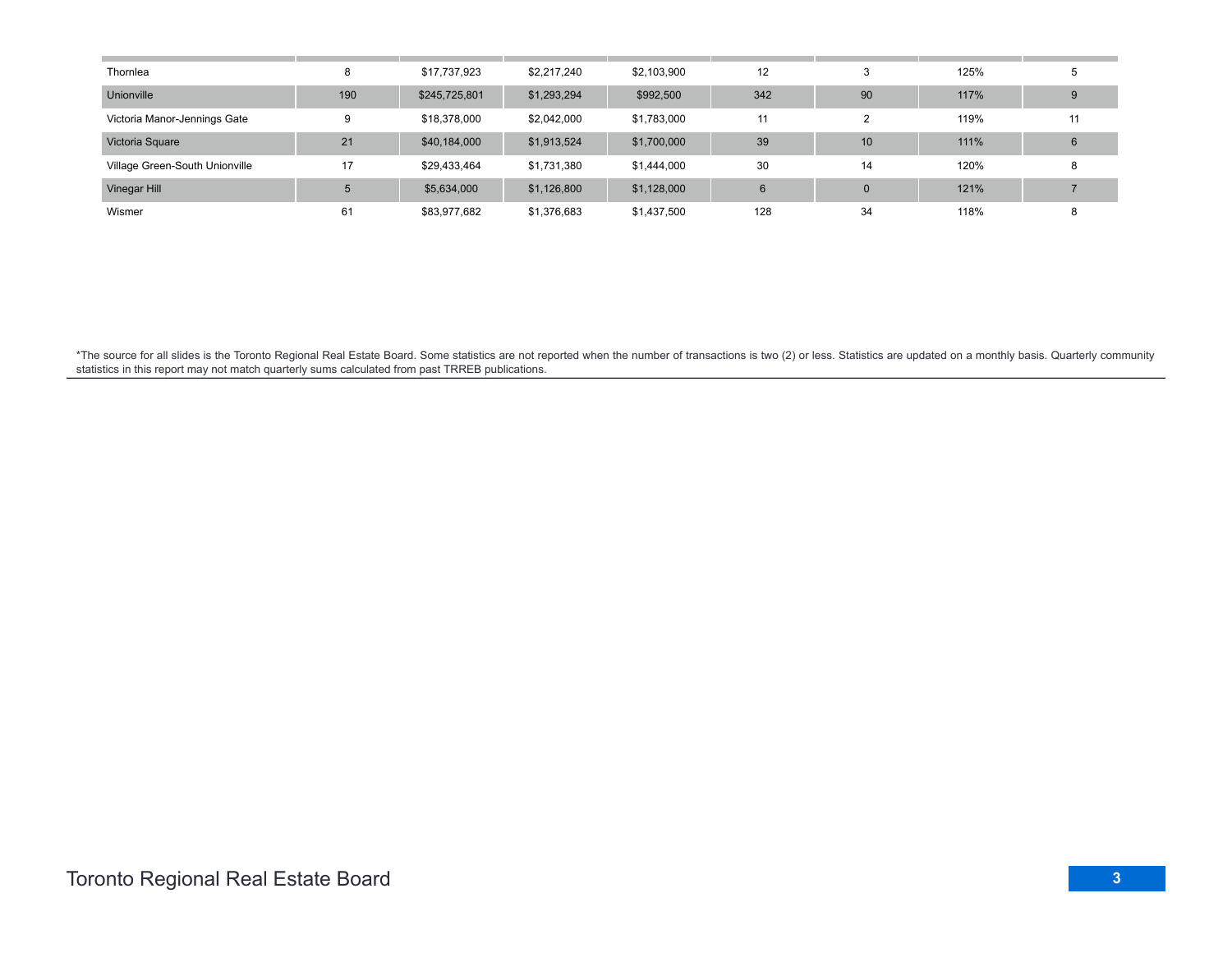| | | | | | | | | |
|---|---|---|---|---|---|---|---|---|
| Thornlea | 8 | $17,737,923 | $2,217,240 | $2,103,900 | 12 | 3 | 125% | 5 |
| Unionville | 190 | $245,725,801 | $1,293,294 | $992,500 | 342 | 90 | 117% | 9 |
| Victoria Manor-Jennings Gate | 9 | $18,378,000 | $2,042,000 | $1,783,000 | 11 | 2 | 119% | 11 |
| Victoria Square | 21 | $40,184,000 | $1,913,524 | $1,700,000 | 39 | 10 | 111% | 6 |
| Village Green-South Unionville | 17 | $29,433,464 | $1,731,380 | $1,444,000 | 30 | 14 | 120% | 8 |
| Vinegar Hill | 5 | $5,634,000 | $1,126,800 | $1,128,000 | 6 | 0 | 121% | 7 |
| Wismer | 61 | $83,977,682 | $1,376,683 | $1,437,500 | 128 | 34 | 118% | 8 |

*The source for all slides is the Toronto Regional Real Estate Board. Some statistics are not reported when the number of transactions is two (2) or less. Statistics are updated on a monthly basis. Quarterly community statistics in this report may not match quarterly sums calculated from past TRREB publications.

Toronto Regional Real Estate Board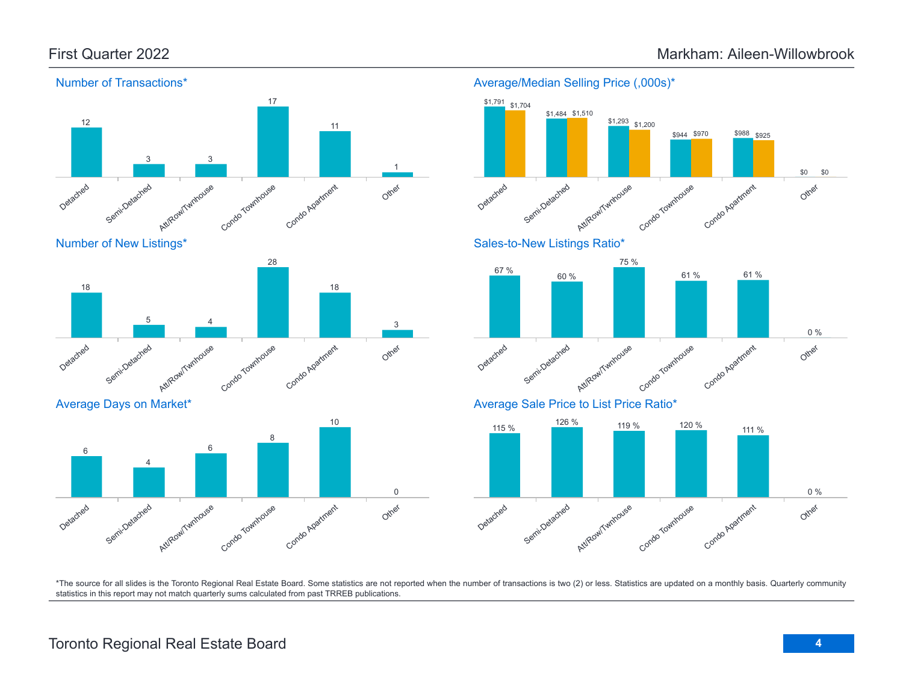First Quarter 2022

Markham: Aileen-Willowbrook

### Number of Transactions*

| Detached | Semi-Detached | Att/Row/Twnhouse | Condo Townhouse | Condo Apartment | Other |
|---|---|---|---|---|---|
| 12 | 3 | 3 | 17 | 11 | 1 |

### Average/Median Selling Price (,000s)*

| | Detached | Semi-Detached | Att/Row/Twnhouse | Condo Townhouse | Condo Apartment | Other |
|---|---|---|---|---|---|---|
| Average | $1,791 | $1,484 | $1,293 | $944 | $988 | $0 |
| Median | $1,704 | $1,510 | $1,200 | $970 | $925 | $0 |

### Number of New Listings*

| Detached | Semi-Detached | Att/Row/Twnhouse | Condo Townhouse | Condo Apartment | Other |
|---|---|---|---|---|---|
| 18 | 5 | 4 | 28 | 18 | 3 |

### Sales-to-New Listings Ratio*

| Detached | Semi-Detached | Att/Row/Twnhouse | Condo Townhouse | Condo Apartment | Other |
|---|---|---|---|---|---|
| 67 % | 60 % | 75 % | 61 % | 61 % | 0 % |

### Average Days on Market*

| Detached | Semi-Detached | Att/Row/Twnhouse | Condo Townhouse | Condo Apartment | Other |
|---|---|---|---|---|---|
| 6 | 4 | 6 | 8 | 10 | 0 |

### Average Sale Price to List Price Ratio*

| Detached | Semi-Detached | Att/Row/Twnhouse | Condo Townhouse | Condo Apartment | Other |
|---|---|---|---|---|---|
| 115 % | 126 % | 119 % | 120 % | 111 % | 0 % |

*The source for all slides is the Toronto Regional Real Estate Board. Some statistics are not reported when the number of transactions is two (2) or less. Statistics are updated on a monthly basis. Quarterly community statistics in this report may not match quarterly sums calculated from past TRREB publications.

Toronto Regional Real Estate Board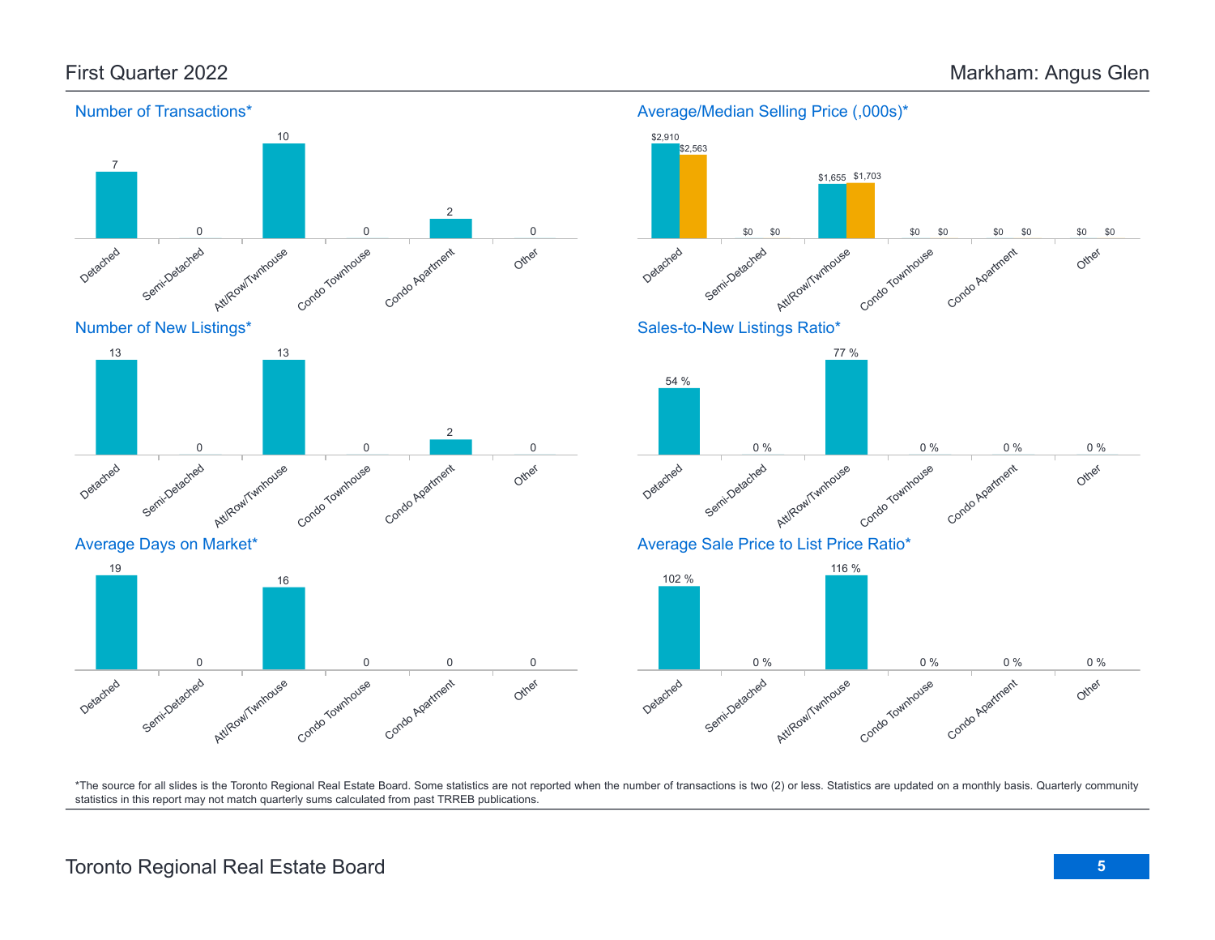First Quarter 2022

Markham: Angus Glen

## Number of Transactions*

| Detached | Semi-Detached | Att/Row/Twnhouse | Condo Townhouse | Condo Apartment | Other |
|---|---|---|---|---|---|
| 7 | 0 | 10 | 0 | 2 | 0 |

## Average/Median Selling Price (,000s)*

| | Detached | Semi-Detached | Att/Row/Twnhouse | Condo Townhouse | Condo Apartment | Other |
|---|---|---|---|---|---|---|
| Average | $2,910 | $0 | $1,655 | $0 | $0 | $0 |
| Median | $2,563 | $0 | $1,703 | $0 | $0 | $0 |

## Number of New Listings*

| Detached | Semi-Detached | Att/Row/Twnhouse | Condo Townhouse | Condo Apartment | Other |
|---|---|---|---|---|---|
| 13 | 0 | 13 | 0 | 2 | 0 |

## Sales-to-New Listings Ratio*

| Detached | Semi-Detached | Att/Row/Twnhouse | Condo Townhouse | Condo Apartment | Other |
|---|---|---|---|---|---|
| 54 % | 0 % | 77 % | 0 % | 0 % | 0 % |

## Average Days on Market*

| Detached | Semi-Detached | Att/Row/Twnhouse | Condo Townhouse | Condo Apartment | Other |
|---|---|---|---|---|---|
| 19 | 0 | 16 | 0 | 0 | 0 |

## Average Sale Price to List Price Ratio*

| Detached | Semi-Detached | Att/Row/Twnhouse | Condo Townhouse | Condo Apartment | Other |
|---|---|---|---|---|---|
| 102 % | 0 % | 116 % | 0 % | 0 % | 0 % |

*The source for all slides is the Toronto Regional Real Estate Board. Some statistics are not reported when the number of transactions is two (2) or less. Statistics are updated on a monthly basis. Quarterly community statistics in this report may not match quarterly sums calculated from past TRREB publications.

Toronto Regional Real Estate Board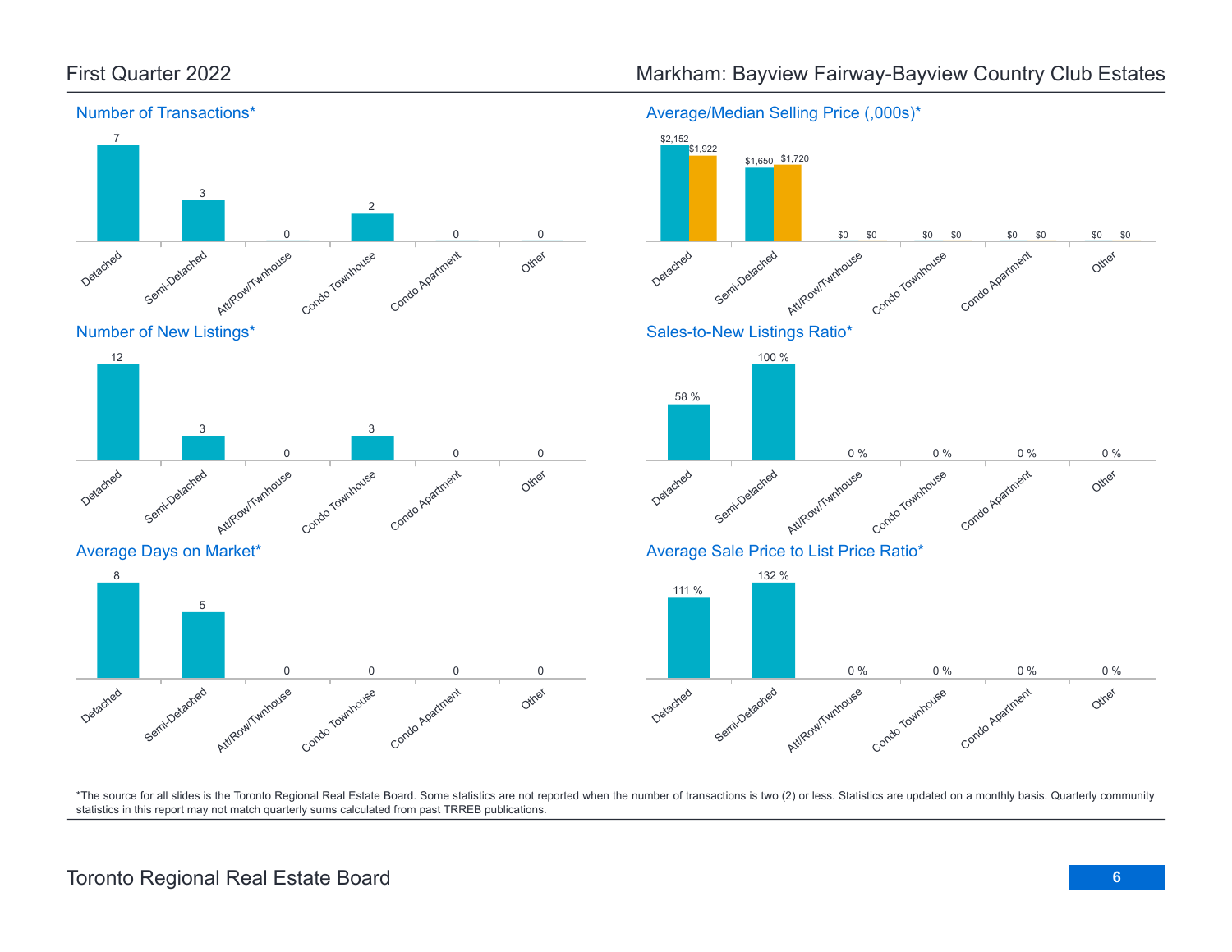First Quarter 2022

## Markham: Bayview Fairway-Bayview Country Club Estates

### Number of Transactions*

| Detached | Semi-Detached | Att/Row/Twnhouse | Condo Townhouse | Condo Apartment | Other |
|---|---|---|---|---|---|
| 7 | 3 | 0 | 2 | 0 | 0 |

### Average/Median Selling Price (,000s)*

| | Detached | Semi-Detached | Att/Row/Twnhouse | Condo Townhouse | Condo Apartment | Other |
|---|---|---|---|---|---|---|
| Average | $2,152 | $1,650 | $0 | $0 | $0 | $0 |
| Median | $1,922 | $1,720 | $0 | $0 | $0 | $0 |

### Number of New Listings*

| Detached | Semi-Detached | Att/Row/Twnhouse | Condo Townhouse | Condo Apartment | Other |
|---|---|---|---|---|---|
| 12 | 3 | 0 | 3 | 0 | 0 |

### Sales-to-New Listings Ratio*

| Detached | Semi-Detached | Att/Row/Twnhouse | Condo Townhouse | Condo Apartment | Other |
|---|---|---|---|---|---|
| 58 % | 100 % | 0 % | 0 % | 0 % | 0 % |

### Average Days on Market*

| Detached | Semi-Detached | Att/Row/Twnhouse | Condo Townhouse | Condo Apartment | Other |
|---|---|---|---|---|---|
| 8 | 5 | 0 | 0 | 0 | 0 |

### Average Sale Price to List Price Ratio*

| Detached | Semi-Detached | Att/Row/Twnhouse | Condo Townhouse | Condo Apartment | Other |
|---|---|---|---|---|---|
| 111 % | 132 % | 0 % | 0 % | 0 % | 0 % |

*The source for all slides is the Toronto Regional Real Estate Board. Some statistics are not reported when the number of transactions is two (2) or less. Statistics are updated on a monthly basis. Quarterly community statistics in this report may not match quarterly sums calculated from past TRREB publications.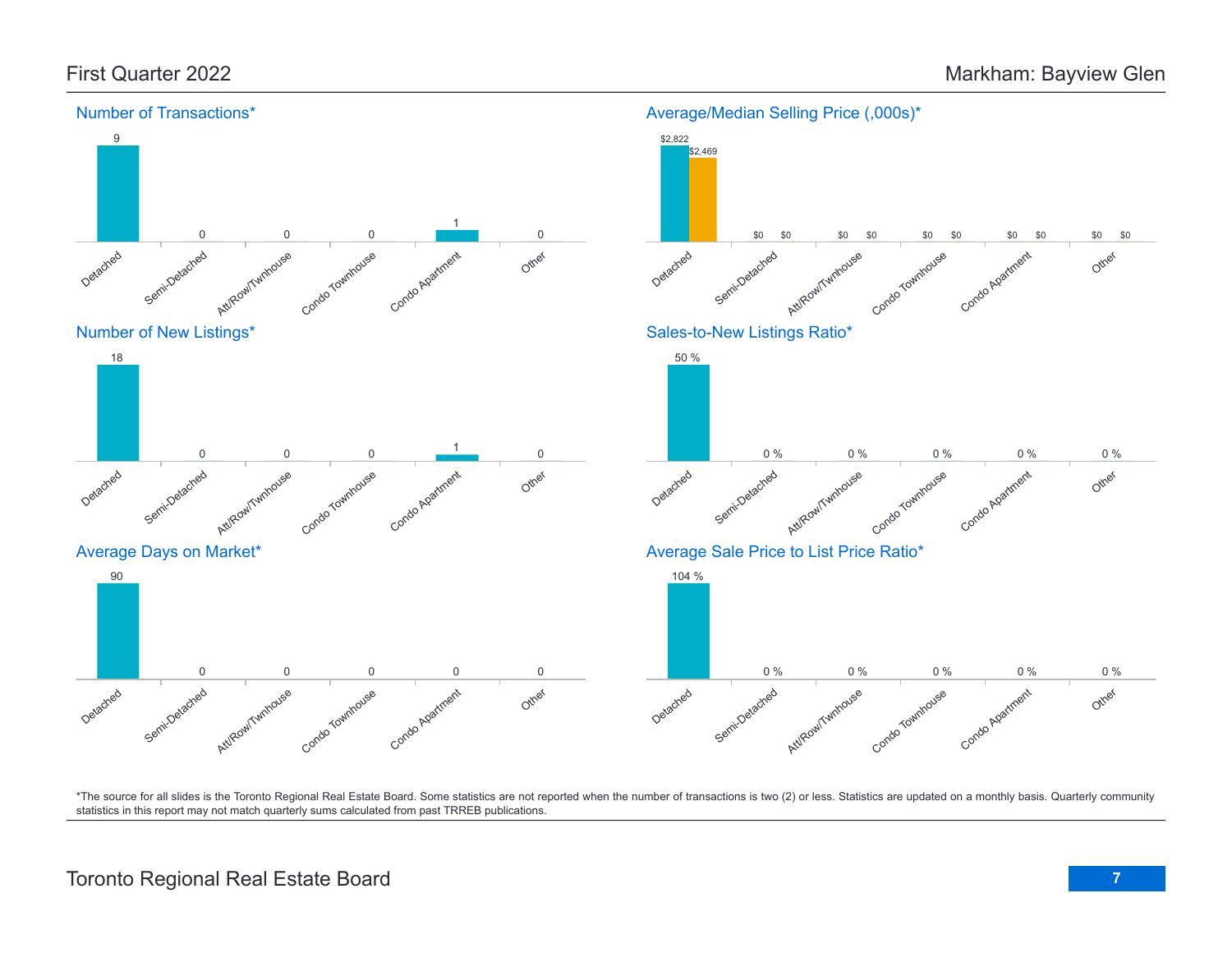First Quarter 2022

# Markham: Bayview Glen

## Number of Transactions*

| Detached | Semi-Detached | Att/Row/Twnhouse | Condo Townhouse | Condo Apartment | Other |
|---|---|---|---|---|---|
| 9 | 0 | 0 | 0 | 1 | 0 |

## Average/Median Selling Price (,000s)*

| | Detached | Semi-Detached | Att/Row/Twnhouse | Condo Townhouse | Condo Apartment | Other |
|---|---|---|---|---|---|---|
| Average | $2,822 | $0 | $0 | $0 | $0 | $0 |
| Median | $2,469 | $0 | $0 | $0 | $0 | $0 |

## Number of New Listings*

| Detached | Semi-Detached | Att/Row/Twnhouse | Condo Townhouse | Condo Apartment | Other |
|---|---|---|---|---|---|
| 18 | 0 | 0 | 0 | 1 | 0 |

## Sales-to-New Listings Ratio*

| Detached | Semi-Detached | Att/Row/Twnhouse | Condo Townhouse | Condo Apartment | Other |
|---|---|---|---|---|---|
| 50 % | 0 % | 0 % | 0 % | 0 % | 0 % |

## Average Days on Market*

| Detached | Semi-Detached | Att/Row/Twnhouse | Condo Townhouse | Condo Apartment | Other |
|---|---|---|---|---|---|
| 90 | 0 | 0 | 0 | 0 | 0 |

## Average Sale Price to List Price Ratio*

| Detached | Semi-Detached | Att/Row/Twnhouse | Condo Townhouse | Condo Apartment | Other |
|---|---|---|---|---|---|
| 104 % | 0 % | 0 % | 0 % | 0 % | 0 % |

*The source for all slides is the Toronto Regional Real Estate Board. Some statistics are not reported when the number of transactions is two (2) or less. Statistics are updated on a monthly basis. Quarterly community statistics in this report may not match quarterly sums calculated from past TRREB publications.

Toronto Regional Real Estate Board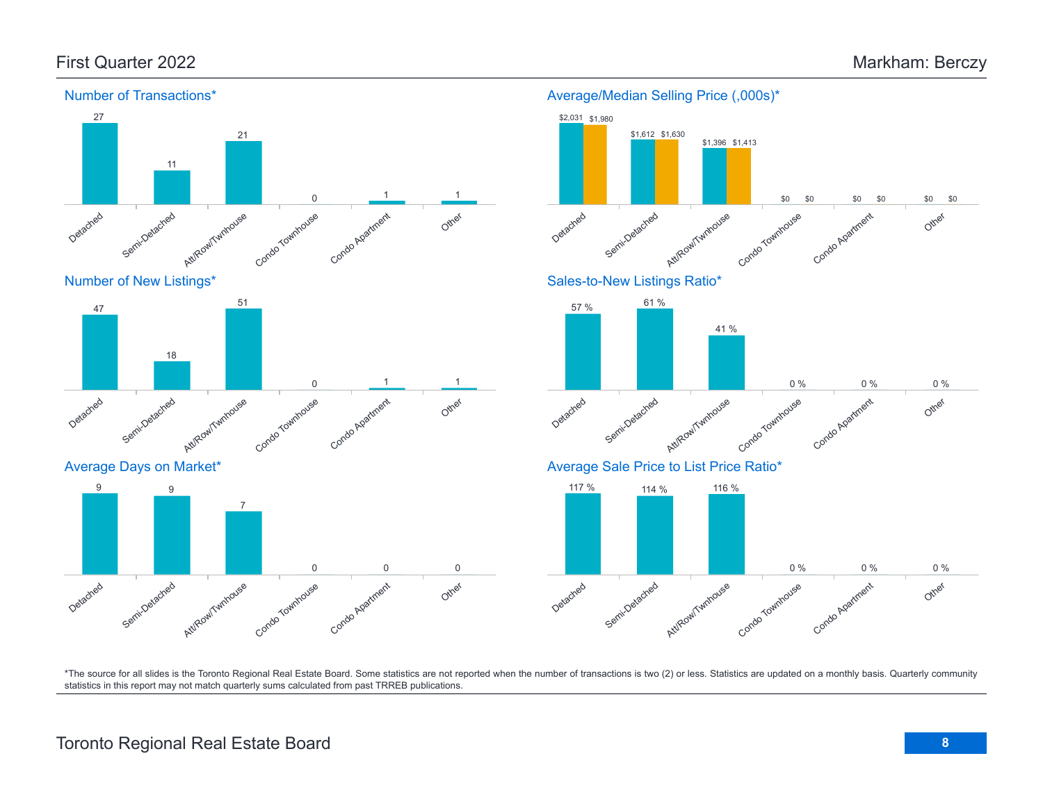# First Quarter 2022 — Markham: Berczy

## Number of Transactions*

| Detached | Semi-Detached | Att/Row/Twnhouse | Condo Townhouse | Condo Apartment | Other |
|---|---|---|---|---|---|
| 27 | 11 | 21 | 0 | 1 | 1 |

## Average/Median Selling Price (,000s)*

| | Detached | Semi-Detached | Att/Row/Twnhouse | Condo Townhouse | Condo Apartment | Other |
|---|---|---|---|---|---|---|
| Average | $2,031 | $1,612 | $1,396 | $0 | $0 | $0 |
| Median | $1,980 | $1,630 | $1,413 | $0 | $0 | $0 |

## Number of New Listings*

| Detached | Semi-Detached | Att/Row/Twnhouse | Condo Townhouse | Condo Apartment | Other |
|---|---|---|---|---|---|
| 47 | 18 | 51 | 0 | 1 | 1 |

## Sales-to-New Listings Ratio*

| Detached | Semi-Detached | Att/Row/Twnhouse | Condo Townhouse | Condo Apartment | Other |
|---|---|---|---|---|---|
| 57 % | 61 % | 41 % | 0 % | 0 % | 0 % |

## Average Days on Market*

| Detached | Semi-Detached | Att/Row/Twnhouse | Condo Townhouse | Condo Apartment | Other |
|---|---|---|---|---|---|
| 9 | 9 | 7 | 0 | 0 | 0 |

## Average Sale Price to List Price Ratio*

| Detached | Semi-Detached | Att/Row/Twnhouse | Condo Townhouse | Condo Apartment | Other |
|---|---|---|---|---|---|
| 117 % | 114 % | 116 % | 0 % | 0 % | 0 % |

*The source for all slides is the Toronto Regional Real Estate Board. Some statistics are not reported when the number of transactions is two (2) or less. Statistics are updated on a monthly basis. Quarterly community statistics in this report may not match quarterly sums calculated from past TRREB publications.

Toronto Regional Real Estate Board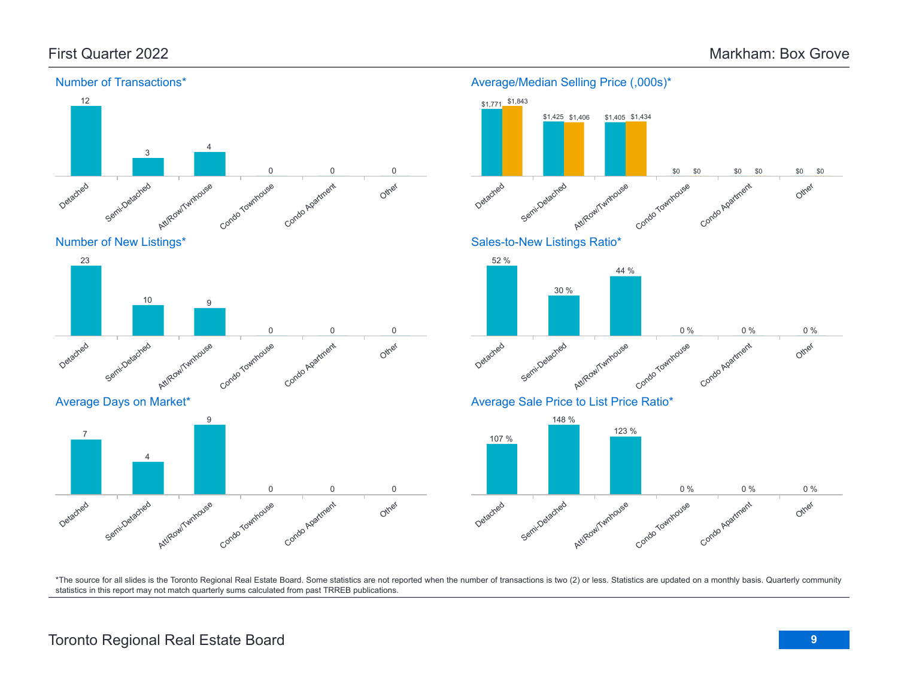## First Quarter 2022 — Markham: Box Grove

### Number of Transactions*

| Detached | Semi-Detached | Att/Row/Twnhouse | Condo Townhouse | Condo Apartment | Other |
|---|---|---|---|---|---|
| 12 | 3 | 4 | 0 | 0 | 0 |

### Average/Median Selling Price (,000s)*

| | Detached | Semi-Detached | Att/Row/Twnhouse | Condo Townhouse | Condo Apartment | Other |
|---|---|---|---|---|---|---|
| Average | $1,771 | $1,425 | $1,405 | $0 | $0 | $0 |
| Median | $1,843 | $1,406 | $1,434 | $0 | $0 | $0 |

### Number of New Listings*

| Detached | Semi-Detached | Att/Row/Twnhouse | Condo Townhouse | Condo Apartment | Other |
|---|---|---|---|---|---|
| 23 | 10 | 9 | 0 | 0 | 0 |

### Sales-to-New Listings Ratio*

| Detached | Semi-Detached | Att/Row/Twnhouse | Condo Townhouse | Condo Apartment | Other |
|---|---|---|---|---|---|
| 52 % | 30 % | 44 % | 0 % | 0 % | 0 % |

### Average Days on Market*

| Detached | Semi-Detached | Att/Row/Twnhouse | Condo Townhouse | Condo Apartment | Other |
|---|---|---|---|---|---|
| 7 | 4 | 9 | 0 | 0 | 0 |

### Average Sale Price to List Price Ratio*

| Detached | Semi-Detached | Att/Row/Twnhouse | Condo Townhouse | Condo Apartment | Other |
|---|---|---|---|---|---|
| 107 % | 148 % | 123 % | 0 % | 0 % | 0 % |

*The source for all slides is the Toronto Regional Real Estate Board. Some statistics are not reported when the number of transactions is two (2) or less. Statistics are updated on a monthly basis. Quarterly community statistics in this report may not match quarterly sums calculated from past TRREB publications.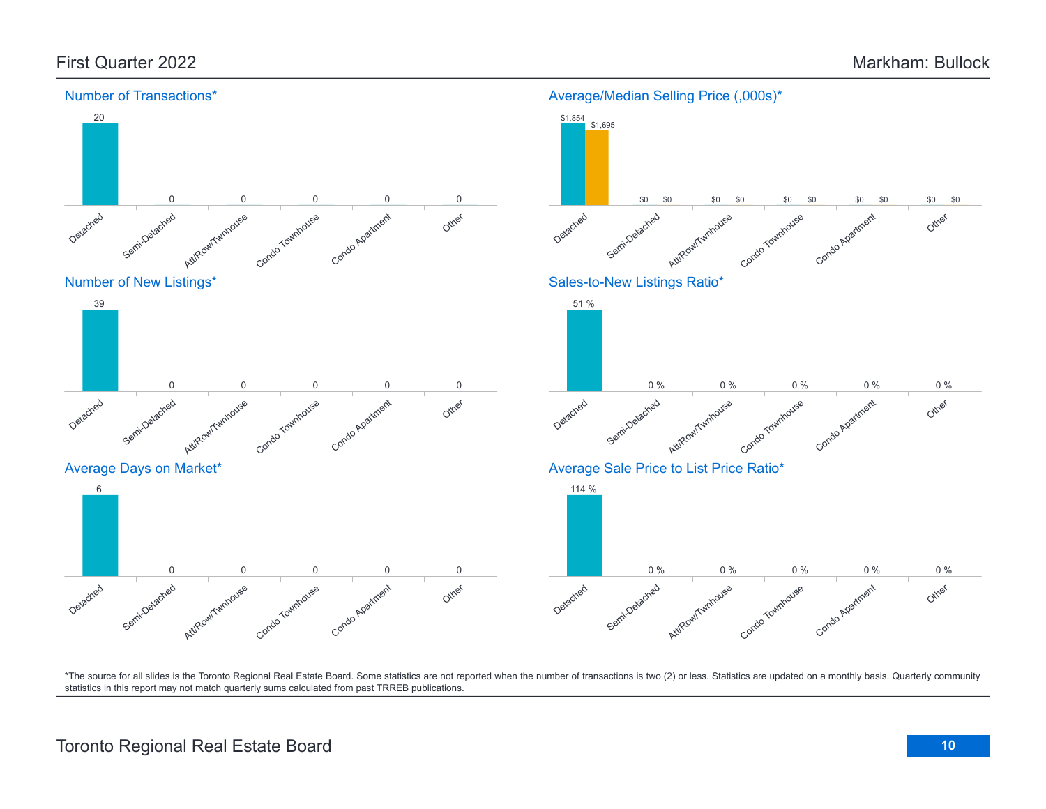# First Quarter 2022 — Markham: Bullock

## Number of Transactions*

| Detached | Semi-Detached | Att/Row/Twnhouse | Condo Townhouse | Condo Apartment | Other |
|---|---|---|---|---|---|
| 20 | 0 | 0 | 0 | 0 | 0 |

## Average/Median Selling Price (,000s)*

| | Detached | Semi-Detached | Att/Row/Twnhouse | Condo Townhouse | Condo Apartment | Other |
|---|---|---|---|---|---|---|
| Average | $1,854 | $0 | $0 | $0 | $0 | $0 |
| Median | $1,695 | $0 | $0 | $0 | $0 | $0 |

## Number of New Listings*

| Detached | Semi-Detached | Att/Row/Twnhouse | Condo Townhouse | Condo Apartment | Other |
|---|---|---|---|---|---|
| 39 | 0 | 0 | 0 | 0 | 0 |

## Sales-to-New Listings Ratio*

| Detached | Semi-Detached | Att/Row/Twnhouse | Condo Townhouse | Condo Apartment | Other |
|---|---|---|---|---|---|
| 51 % | 0 % | 0 % | 0 % | 0 % | 0 % |

## Average Days on Market*

| Detached | Semi-Detached | Att/Row/Twnhouse | Condo Townhouse | Condo Apartment | Other |
|---|---|---|---|---|---|
| 6 | 0 | 0 | 0 | 0 | 0 |

## Average Sale Price to List Price Ratio*

| Detached | Semi-Detached | Att/Row/Twnhouse | Condo Townhouse | Condo Apartment | Other |
|---|---|---|---|---|---|
| 114 % | 0 % | 0 % | 0 % | 0 % | 0 % |

*The source for all slides is the Toronto Regional Real Estate Board. Some statistics are not reported when the number of transactions is two (2) or less. Statistics are updated on a monthly basis. Quarterly community statistics in this report may not match quarterly sums calculated from past TRREB publications.

Toronto Regional Real Estate Board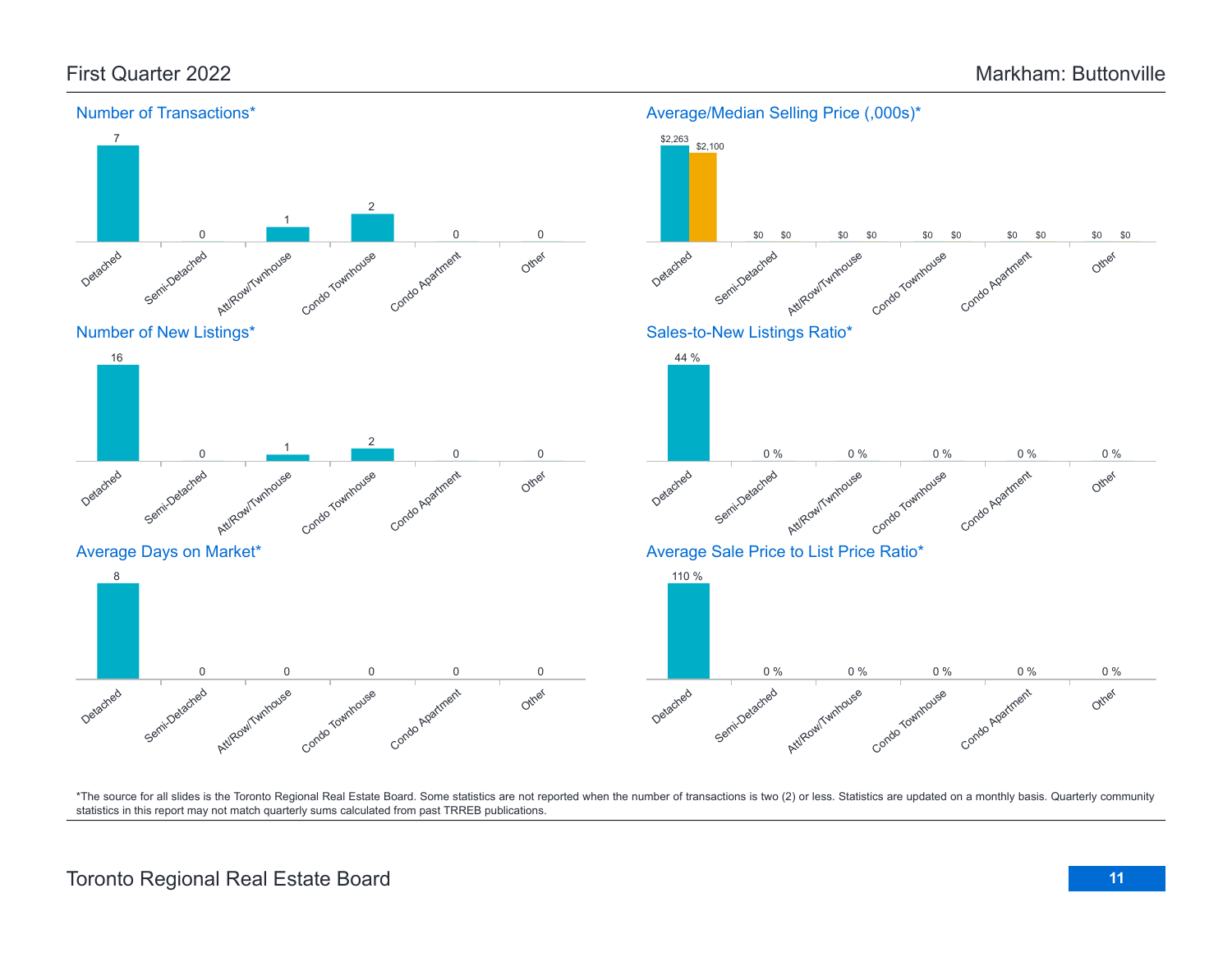First Quarter 2022

# Markham: Buttonville

## Number of Transactions*

| Detached | Semi-Detached | Att/Row/Twnhouse | Condo Townhouse | Condo Apartment | Other |
|---|---|---|---|---|---|
| 7 | 0 | 1 | 2 | 0 | 0 |

## Average/Median Selling Price (,000s)*

| | Detached | Semi-Detached | Att/Row/Twnhouse | Condo Townhouse | Condo Apartment | Other |
|---|---|---|---|---|---|---|
| Average | $2,263 | $0 | $0 | $0 | $0 | $0 |
| Median | $2,100 | $0 | $0 | $0 | $0 | $0 |

## Number of New Listings*

| Detached | Semi-Detached | Att/Row/Twnhouse | Condo Townhouse | Condo Apartment | Other |
|---|---|---|---|---|---|
| 16 | 0 | 1 | 2 | 0 | 0 |

## Sales-to-New Listings Ratio*

| Detached | Semi-Detached | Att/Row/Twnhouse | Condo Townhouse | Condo Apartment | Other |
|---|---|---|---|---|---|
| 44 % | 0 % | 0 % | 0 % | 0 % | 0 % |

## Average Days on Market*

| Detached | Semi-Detached | Att/Row/Twnhouse | Condo Townhouse | Condo Apartment | Other |
|---|---|---|---|---|---|
| 8 | 0 | 0 | 0 | 0 | 0 |

## Average Sale Price to List Price Ratio*

| Detached | Semi-Detached | Att/Row/Twnhouse | Condo Townhouse | Condo Apartment | Other |
|---|---|---|---|---|---|
| 110 % | 0 % | 0 % | 0 % | 0 % | 0 % |

*The source for all slides is the Toronto Regional Real Estate Board. Some statistics are not reported when the number of transactions is two (2) or less. Statistics are updated on a monthly basis. Quarterly community statistics in this report may not match quarterly sums calculated from past TRREB publications.

Toronto Regional Real Estate Board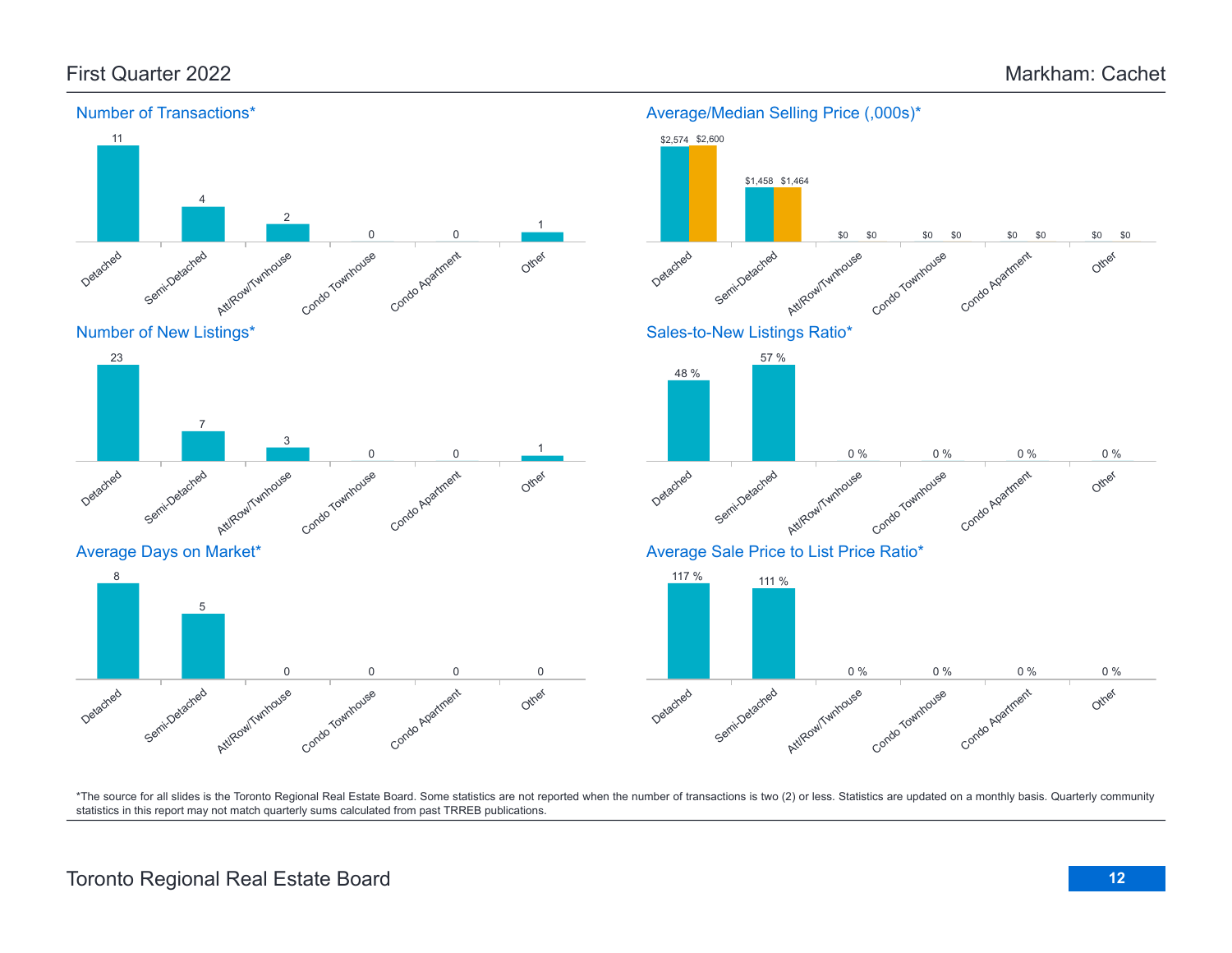# First Quarter 2022 — Markham: Cachet

## Number of Transactions*

| Detached | Semi-Detached | Att/Row/Twnhouse | Condo Townhouse | Condo Apartment | Other |
|---|---|---|---|---|---|
| 11 | 4 | 2 | 0 | 0 | 1 |

## Average/Median Selling Price (,000s)*

| | Detached | Semi-Detached | Att/Row/Twnhouse | Condo Townhouse | Condo Apartment | Other |
|---|---|---|---|---|---|---|
| Average | $2,574 | $1,458 | $0 | $0 | $0 | $0 |
| Median | $2,600 | $1,464 | $0 | $0 | $0 | $0 |

## Number of New Listings*

| Detached | Semi-Detached | Att/Row/Twnhouse | Condo Townhouse | Condo Apartment | Other |
|---|---|---|---|---|---|
| 23 | 7 | 3 | 0 | 0 | 1 |

## Sales-to-New Listings Ratio*

| Detached | Semi-Detached | Att/Row/Twnhouse | Condo Townhouse | Condo Apartment | Other |
|---|---|---|---|---|---|
| 48 % | 57 % | 0 % | 0 % | 0 % | 0 % |

## Average Days on Market*

| Detached | Semi-Detached | Att/Row/Twnhouse | Condo Townhouse | Condo Apartment | Other |
|---|---|---|---|---|---|
| 8 | 5 | 0 | 0 | 0 | 0 |

## Average Sale Price to List Price Ratio*

| Detached | Semi-Detached | Att/Row/Twnhouse | Condo Townhouse | Condo Apartment | Other |
|---|---|---|---|---|---|
| 117 % | 111 % | 0 % | 0 % | 0 % | 0 % |

*The source for all slides is the Toronto Regional Real Estate Board. Some statistics are not reported when the number of transactions is two (2) or less. Statistics are updated on a monthly basis. Quarterly community statistics in this report may not match quarterly sums calculated from past TRREB publications.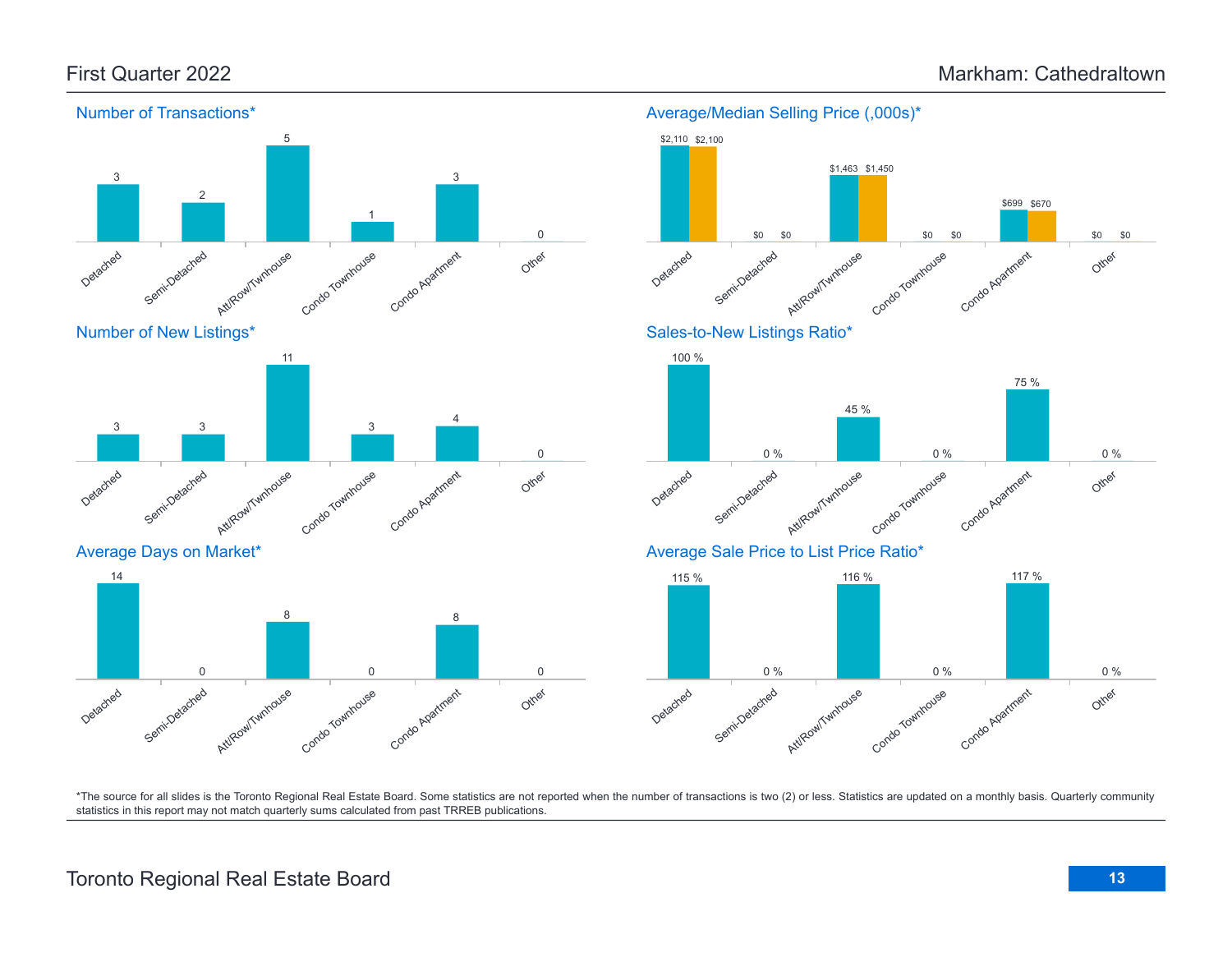First Quarter 2022

# Markham: Cathedraltown

## Number of Transactions*

| Detached | Semi-Detached | Att/Row/Twnhouse | Condo Townhouse | Condo Apartment | Other |
|---|---|---|---|---|---|
| 3 | 2 | 5 | 1 | 3 | 0 |

## Average/Median Selling Price (,000s)*

| | Detached | Semi-Detached | Att/Row/Twnhouse | Condo Townhouse | Condo Apartment | Other |
|---|---|---|---|---|---|---|
| Average | $2,110 | $0 | $1,463 | $0 | $699 | $0 |
| Median | $2,100 | $0 | $1,450 | $0 | $670 | $0 |

## Number of New Listings*

| Detached | Semi-Detached | Att/Row/Twnhouse | Condo Townhouse | Condo Apartment | Other |
|---|---|---|---|---|---|
| 3 | 3 | 11 | 3 | 4 | 0 |

## Sales-to-New Listings Ratio*

| Detached | Semi-Detached | Att/Row/Twnhouse | Condo Townhouse | Condo Apartment | Other |
|---|---|---|---|---|---|
| 100 % | 0 % | 45 % | 0 % | 75 % | 0 % |

## Average Days on Market*

| Detached | Semi-Detached | Att/Row/Twnhouse | Condo Townhouse | Condo Apartment | Other |
|---|---|---|---|---|---|
| 14 | 0 | 8 | 0 | 8 | 0 |

## Average Sale Price to List Price Ratio*

| Detached | Semi-Detached | Att/Row/Twnhouse | Condo Townhouse | Condo Apartment | Other |
|---|---|---|---|---|---|
| 115 % | 0 % | 116 % | 0 % | 117 % | 0 % |

*The source for all slides is the Toronto Regional Real Estate Board. Some statistics are not reported when the number of transactions is two (2) or less. Statistics are updated on a monthly basis. Quarterly community statistics in this report may not match quarterly sums calculated from past TRREB publications.

Toronto Regional Real Estate Board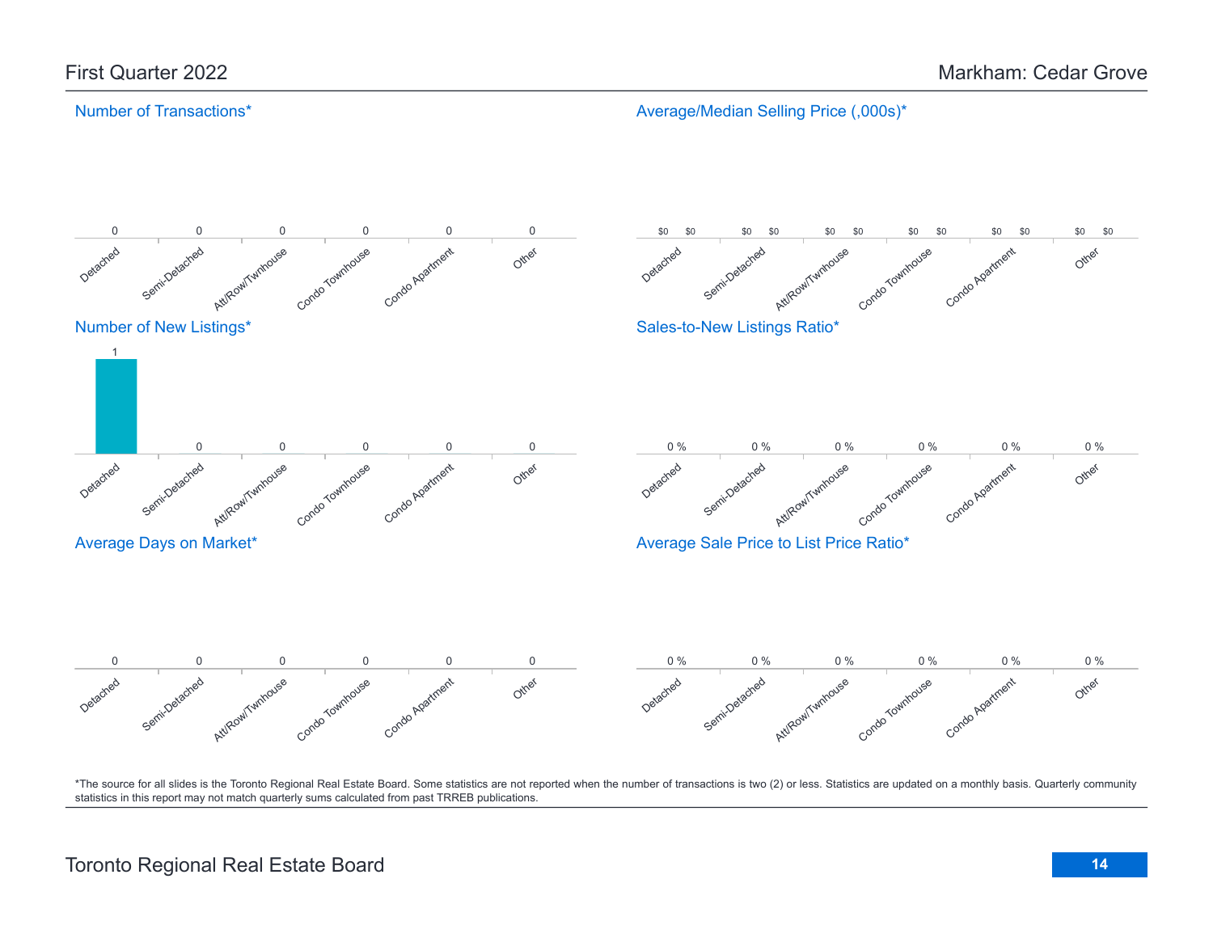# First Quarter 2022

# Markham: Cedar Grove

## Number of Transactions*

| Detached | Semi-Detached | Att/Row/Twnhouse | Condo Townhouse | Condo Apartment | Other |
|---|---|---|---|---|---|
| 0 | 0 | 0 | 0 | 0 | 0 |

## Average/Median Selling Price (,000s)*

| | Detached | Semi-Detached | Att/Row/Twnhouse | Condo Townhouse | Condo Apartment | Other |
|---|---|---|---|---|---|---|
| Average | $0 | $0 | $0 | $0 | $0 | $0 |
| Median | $0 | $0 | $0 | $0 | $0 | $0 |

## Number of New Listings*

| Detached | Semi-Detached | Att/Row/Twnhouse | Condo Townhouse | Condo Apartment | Other |
|---|---|---|---|---|---|
| 1 | 0 | 0 | 0 | 0 | 0 |

## Sales-to-New Listings Ratio*

| Detached | Semi-Detached | Att/Row/Twnhouse | Condo Townhouse | Condo Apartment | Other |
|---|---|---|---|---|---|
| 0 % | 0 % | 0 % | 0 % | 0 % | 0 % |

## Average Days on Market*

| Detached | Semi-Detached | Att/Row/Twnhouse | Condo Townhouse | Condo Apartment | Other |
|---|---|---|---|---|---|
| 0 | 0 | 0 | 0 | 0 | 0 |

## Average Sale Price to List Price Ratio*

| Detached | Semi-Detached | Att/Row/Twnhouse | Condo Townhouse | Condo Apartment | Other |
|---|---|---|---|---|---|
| 0 % | 0 % | 0 % | 0 % | 0 % | 0 % |

*The source for all slides is the Toronto Regional Real Estate Board. Some statistics are not reported when the number of transactions is two (2) or less. Statistics are updated on a monthly basis. Quarterly community statistics in this report may not match quarterly sums calculated from past TRREB publications.

Toronto Regional Real Estate Board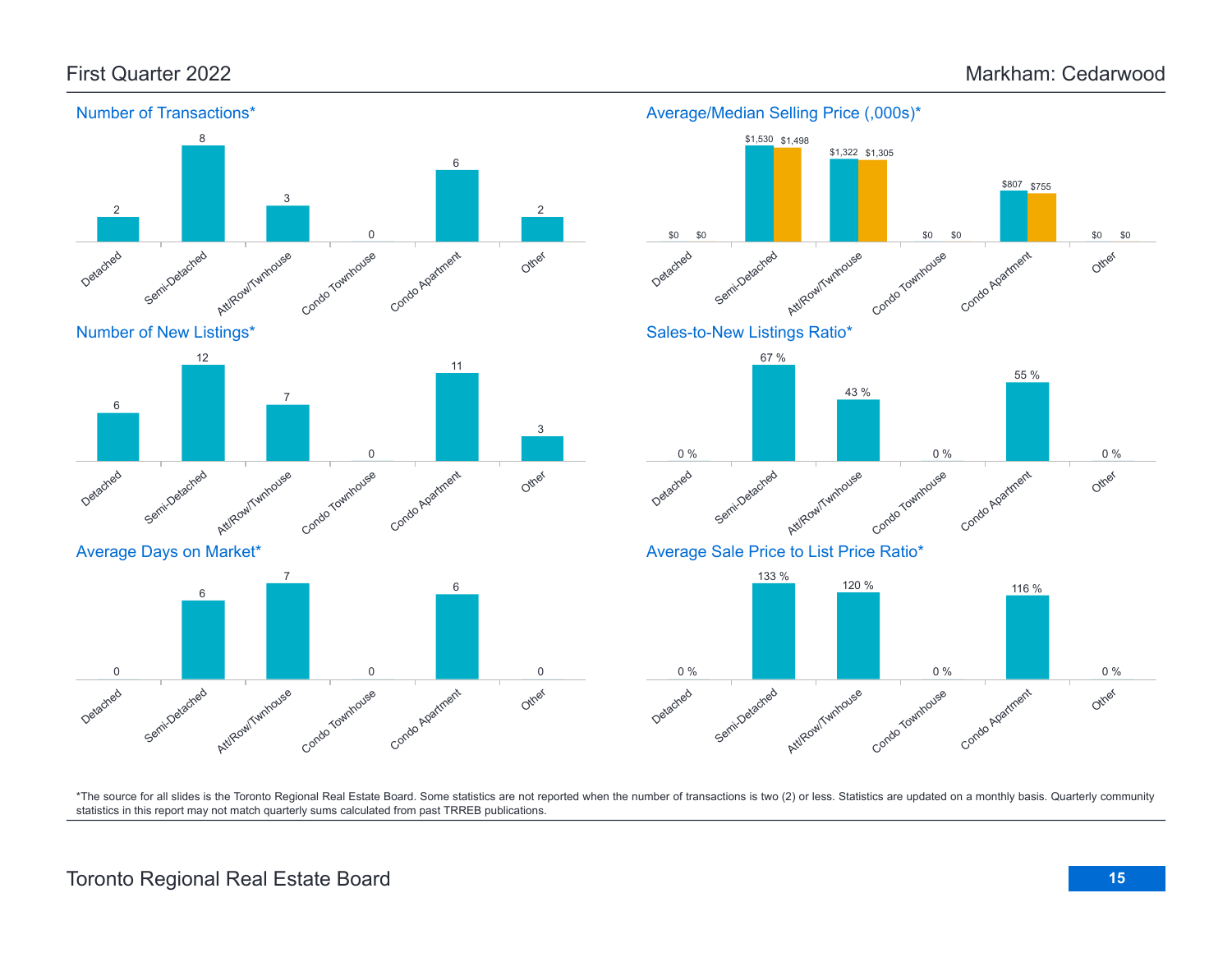# First Quarter 2022 — Markham: Cedarwood

## Number of Transactions*

| Detached | Semi-Detached | Att/Row/Twnhouse | Condo Townhouse | Condo Apartment | Other |
|---|---|---|---|---|---|
| 2 | 8 | 3 | 0 | 6 | 2 |

## Average/Median Selling Price (,000s)*

| | Detached | Semi-Detached | Att/Row/Twnhouse | Condo Townhouse | Condo Apartment | Other |
|---|---|---|---|---|---|---|
| Average | $0 | $1,530 | $1,322 | $0 | $807 | $0 |
| Median | $0 | $1,498 | $1,305 | $0 | $755 | $0 |

## Number of New Listings*

| Detached | Semi-Detached | Att/Row/Twnhouse | Condo Townhouse | Condo Apartment | Other |
|---|---|---|---|---|---|
| 6 | 12 | 7 | 0 | 11 | 3 |

## Sales-to-New Listings Ratio*

| Detached | Semi-Detached | Att/Row/Twnhouse | Condo Townhouse | Condo Apartment | Other |
|---|---|---|---|---|---|
| 0 % | 67 % | 43 % | 0 % | 55 % | 0 % |

## Average Days on Market*

| Detached | Semi-Detached | Att/Row/Twnhouse | Condo Townhouse | Condo Apartment | Other |
|---|---|---|---|---|---|
| 0 | 6 | 7 | 0 | 6 | 0 |

## Average Sale Price to List Price Ratio*

| Detached | Semi-Detached | Att/Row/Twnhouse | Condo Townhouse | Condo Apartment | Other |
|---|---|---|---|---|---|
| 0 % | 133 % | 120 % | 0 % | 116 % | 0 % |

*The source for all slides is the Toronto Regional Real Estate Board. Some statistics are not reported when the number of transactions is two (2) or less. Statistics are updated on a monthly basis. Quarterly community statistics in this report may not match quarterly sums calculated from past TRREB publications.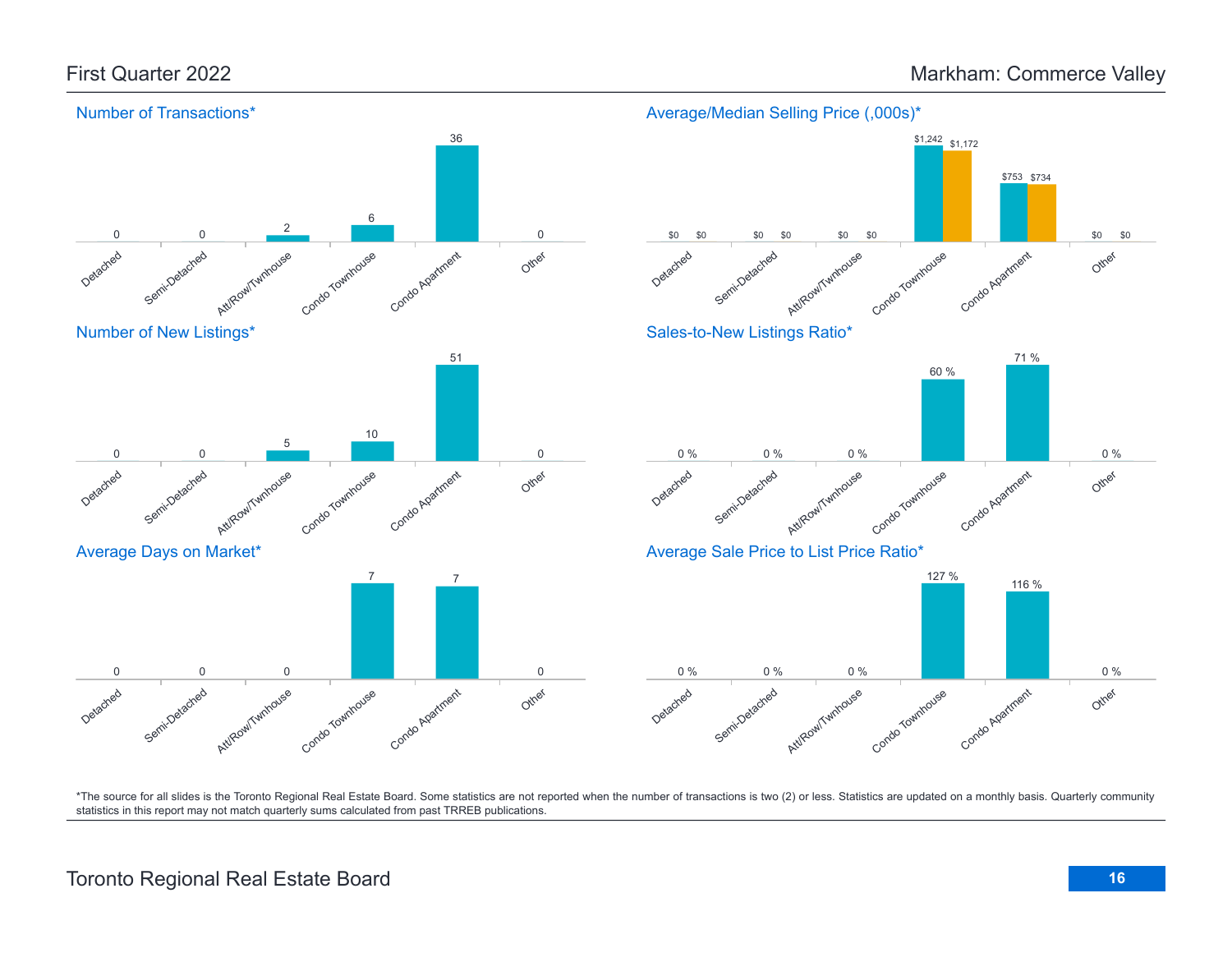# First Quarter 2022

## Markham: Commerce Valley

### Number of Transactions*

| Detached | Semi-Detached | Att/Row/Twnhouse | Condo Townhouse | Condo Apartment | Other |
|---|---|---|---|---|---|
| 0 | 0 | 2 | 6 | 36 | 0 |

### Average/Median Selling Price (,000s)*

| | Detached | Semi-Detached | Att/Row/Twnhouse | Condo Townhouse | Condo Apartment | Other |
|---|---|---|---|---|---|---|
| Average | $0 | $0 | $0 | $1,242 | $753 | $0 |
| Median | $0 | $0 | $0 | $1,172 | $734 | $0 |

### Number of New Listings*

| Detached | Semi-Detached | Att/Row/Twnhouse | Condo Townhouse | Condo Apartment | Other |
|---|---|---|---|---|---|
| 0 | 0 | 5 | 10 | 51 | 0 |

### Sales-to-New Listings Ratio*

| Detached | Semi-Detached | Att/Row/Twnhouse | Condo Townhouse | Condo Apartment | Other |
|---|---|---|---|---|---|
| 0 % | 0 % | 0 % | 60 % | 71 % | 0 % |

### Average Days on Market*

| Detached | Semi-Detached | Att/Row/Twnhouse | Condo Townhouse | Condo Apartment | Other |
|---|---|---|---|---|---|
| 0 | 0 | 0 | 7 | 7 | 0 |

### Average Sale Price to List Price Ratio*

| Detached | Semi-Detached | Att/Row/Twnhouse | Condo Townhouse | Condo Apartment | Other |
|---|---|---|---|---|---|
| 0 % | 0 % | 0 % | 127 % | 116 % | 0 % |

*The source for all slides is the Toronto Regional Real Estate Board. Some statistics are not reported when the number of transactions is two (2) or less. Statistics are updated on a monthly basis. Quarterly community statistics in this report may not match quarterly sums calculated from past TRREB publications.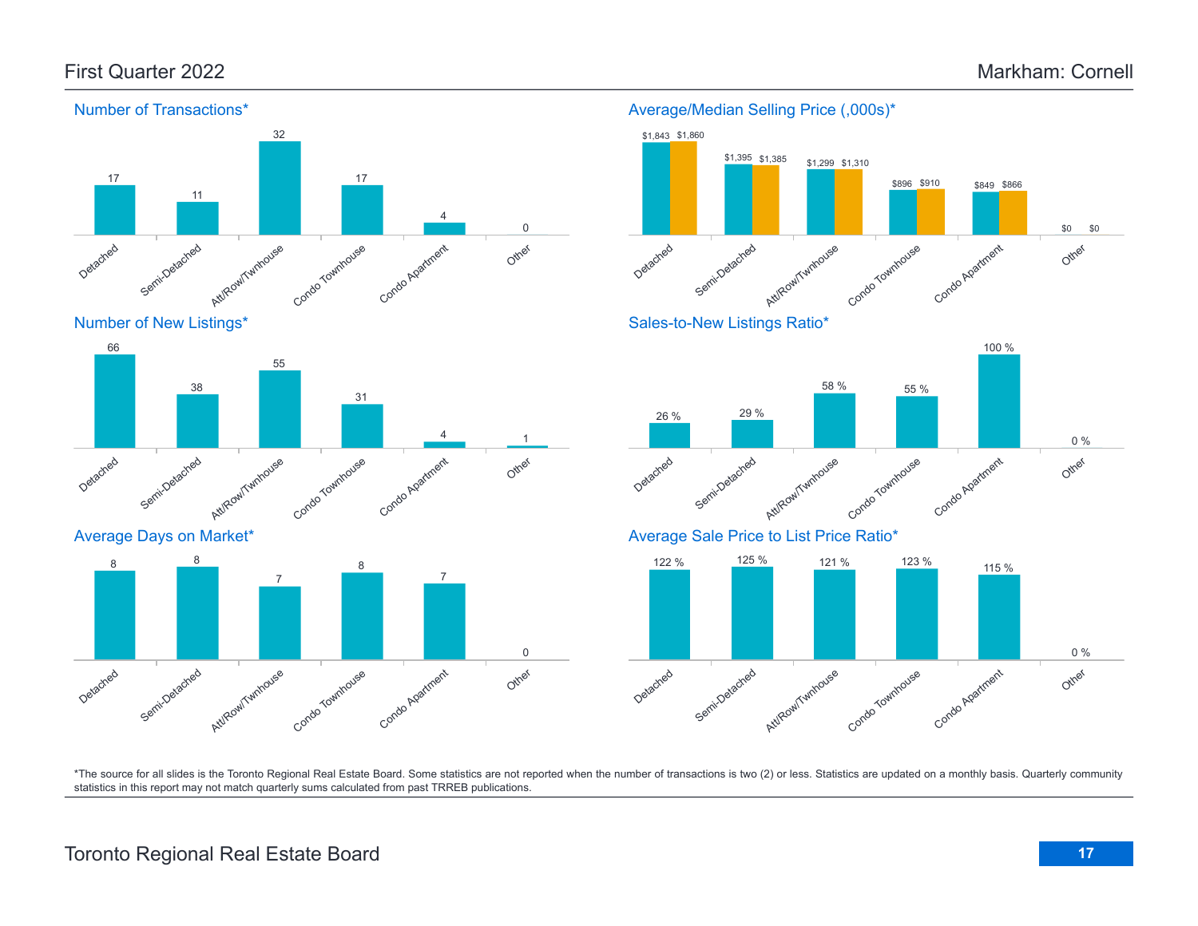# First Quarter 2022

# Markham: Cornell

## Number of Transactions*

| Detached | Semi-Detached | Att/Row/Twnhouse | Condo Townhouse | Condo Apartment | Other |
|---|---|---|---|---|---|
| 17 | 11 | 32 | 17 | 4 | 0 |

## Average/Median Selling Price (,000s)*

| | Detached | Semi-Detached | Att/Row/Twnhouse | Condo Townhouse | Condo Apartment | Other |
|---|---|---|---|---|---|---|
| Average | $1,843 | $1,395 | $1,299 | $896 | $849 | $0 |
| Median | $1,860 | $1,385 | $1,310 | $910 | $866 | $0 |

## Number of New Listings*

| Detached | Semi-Detached | Att/Row/Twnhouse | Condo Townhouse | Condo Apartment | Other |
|---|---|---|---|---|---|
| 66 | 38 | 55 | 31 | 4 | 1 |

## Sales-to-New Listings Ratio*

| Detached | Semi-Detached | Att/Row/Twnhouse | Condo Townhouse | Condo Apartment | Other |
|---|---|---|---|---|---|
| 26 % | 29 % | 58 % | 55 % | 100 % | 0 % |

## Average Days on Market*

| Detached | Semi-Detached | Att/Row/Twnhouse | Condo Townhouse | Condo Apartment | Other |
|---|---|---|---|---|---|
| 8 | 8 | 7 | 8 | 7 | 0 |

## Average Sale Price to List Price Ratio*

| Detached | Semi-Detached | Att/Row/Twnhouse | Condo Townhouse | Condo Apartment | Other |
|---|---|---|---|---|---|
| 122 % | 125 % | 121 % | 123 % | 115 % | 0 % |

*The source for all slides is the Toronto Regional Real Estate Board. Some statistics are not reported when the number of transactions is two (2) or less. Statistics are updated on a monthly basis. Quarterly community statistics in this report may not match quarterly sums calculated from past TRREB publications.

Toronto Regional Real Estate Board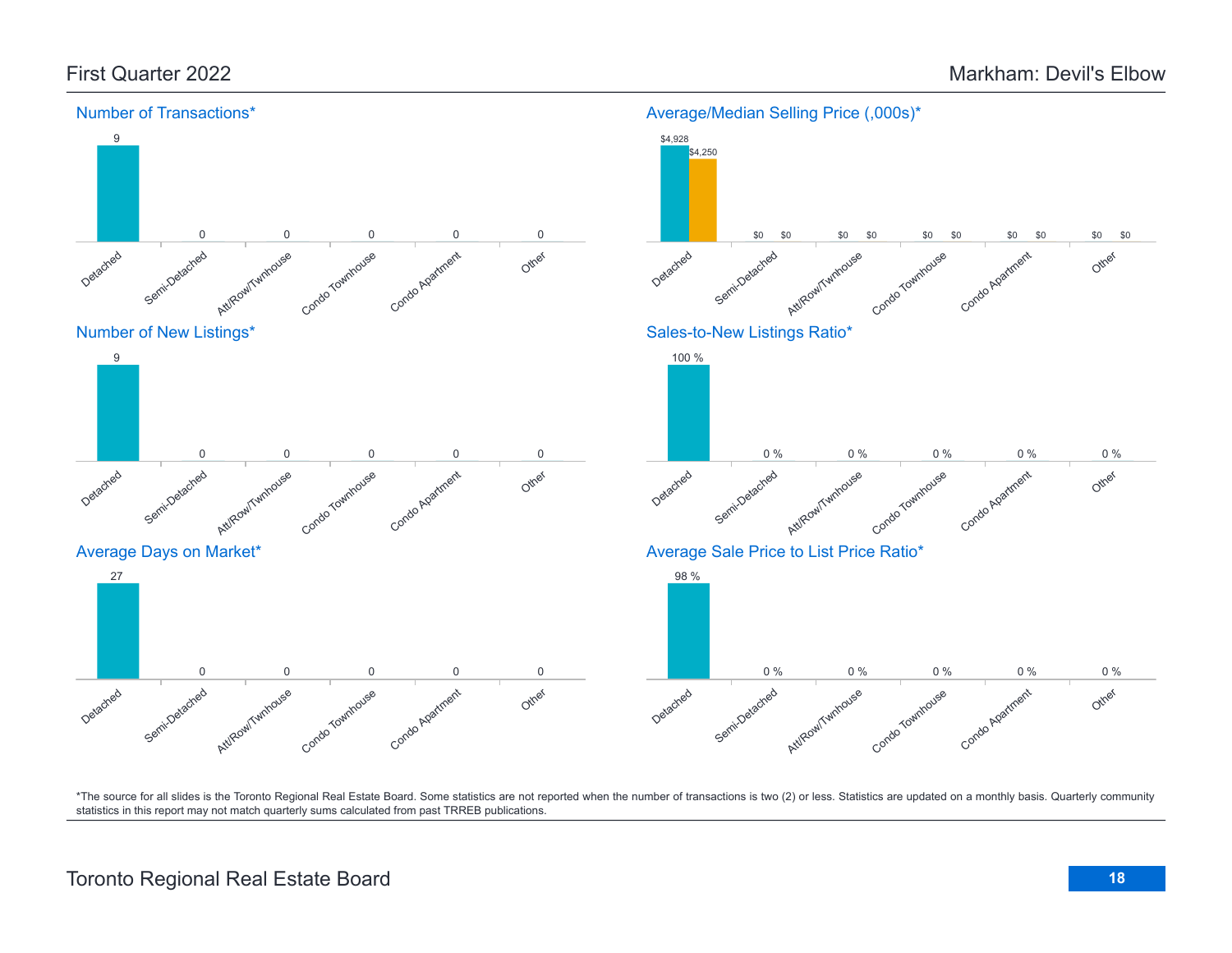# First Quarter 2022 — Markham: Devil's Elbow

## Number of Transactions*

| Detached | Semi-Detached | Att/Row/Twnhouse | Condo Townhouse | Condo Apartment | Other |
|---|---|---|---|---|---|
| 9 | 0 | 0 | 0 | 0 | 0 |

## Average/Median Selling Price (,000s)*

| | Detached | Semi-Detached | Att/Row/Twnhouse | Condo Townhouse | Condo Apartment | Other |
|---|---|---|---|---|---|---|
| Average | $4,928 | $0 | $0 | $0 | $0 | $0 |
| Median | $4,250 | $0 | $0 | $0 | $0 | $0 |

## Number of New Listings*

| Detached | Semi-Detached | Att/Row/Twnhouse | Condo Townhouse | Condo Apartment | Other |
|---|---|---|---|---|---|
| 9 | 0 | 0 | 0 | 0 | 0 |

## Sales-to-New Listings Ratio*

| Detached | Semi-Detached | Att/Row/Twnhouse | Condo Townhouse | Condo Apartment | Other |
|---|---|---|---|---|---|
| 100 % | 0 % | 0 % | 0 % | 0 % | 0 % |

## Average Days on Market*

| Detached | Semi-Detached | Att/Row/Twnhouse | Condo Townhouse | Condo Apartment | Other |
|---|---|---|---|---|---|
| 27 | 0 | 0 | 0 | 0 | 0 |

## Average Sale Price to List Price Ratio*

| Detached | Semi-Detached | Att/Row/Twnhouse | Condo Townhouse | Condo Apartment | Other |
|---|---|---|---|---|---|
| 98 % | 0 % | 0 % | 0 % | 0 % | 0 % |

*The source for all slides is the Toronto Regional Real Estate Board. Some statistics are not reported when the number of transactions is two (2) or less. Statistics are updated on a monthly basis. Quarterly community statistics in this report may not match quarterly sums calculated from past TRREB publications.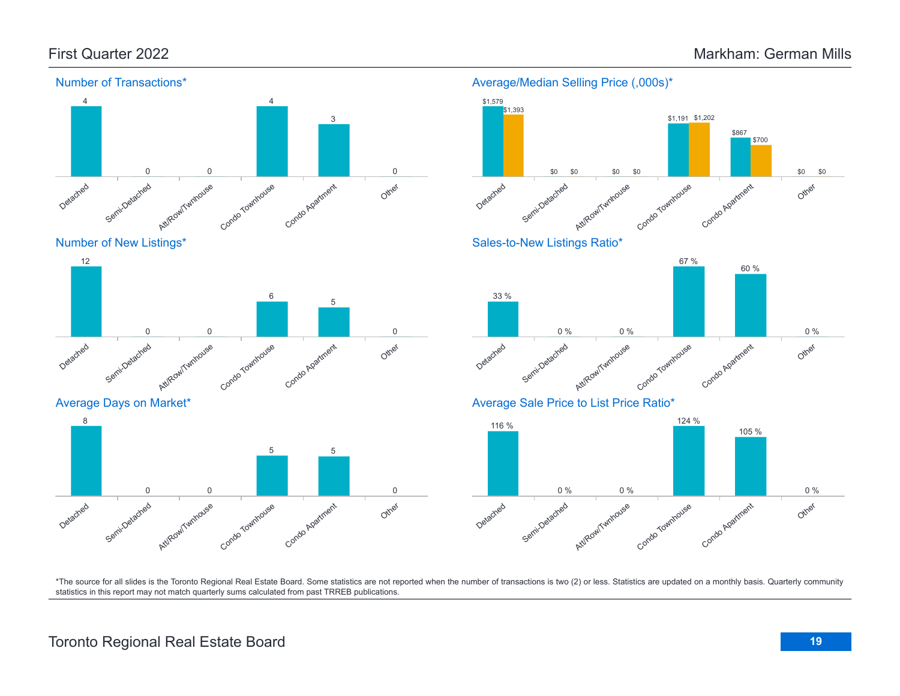# First Quarter 2022 — Markham: German Mills

## Number of Transactions*

| Detached | Semi-Detached | Att/Row/Twnhouse | Condo Townhouse | Condo Apartment | Other |
|---|---|---|---|---|---|
| 4 | 0 | 0 | 4 | 3 | 0 |

## Average/Median Selling Price (,000s)*

| | Detached | Semi-Detached | Att/Row/Twnhouse | Condo Townhouse | Condo Apartment | Other |
|---|---|---|---|---|---|---|
| Average | $1,579 | $0 | $0 | $1,191 | $867 | $0 |
| Median | $1,393 | $0 | $0 | $1,202 | $700 | $0 |

## Number of New Listings*

| Detached | Semi-Detached | Att/Row/Twnhouse | Condo Townhouse | Condo Apartment | Other |
|---|---|---|---|---|---|
| 12 | 0 | 0 | 6 | 5 | 0 |

## Sales-to-New Listings Ratio*

| Detached | Semi-Detached | Att/Row/Twnhouse | Condo Townhouse | Condo Apartment | Other |
|---|---|---|---|---|---|
| 33 % | 0 % | 0 % | 67 % | 60 % | 0 % |

## Average Days on Market*

| Detached | Semi-Detached | Att/Row/Twnhouse | Condo Townhouse | Condo Apartment | Other |
|---|---|---|---|---|---|
| 8 | 0 | 0 | 5 | 5 | 0 |

## Average Sale Price to List Price Ratio*

| Detached | Semi-Detached | Att/Row/Twnhouse | Condo Townhouse | Condo Apartment | Other |
|---|---|---|---|---|---|
| 116 % | 0 % | 0 % | 124 % | 105 % | 0 % |

*The source for all slides is the Toronto Regional Real Estate Board. Some statistics are not reported when the number of transactions is two (2) or less. Statistics are updated on a monthly basis. Quarterly community statistics in this report may not match quarterly sums calculated from past TRREB publications.

Toronto Regional Real Estate Board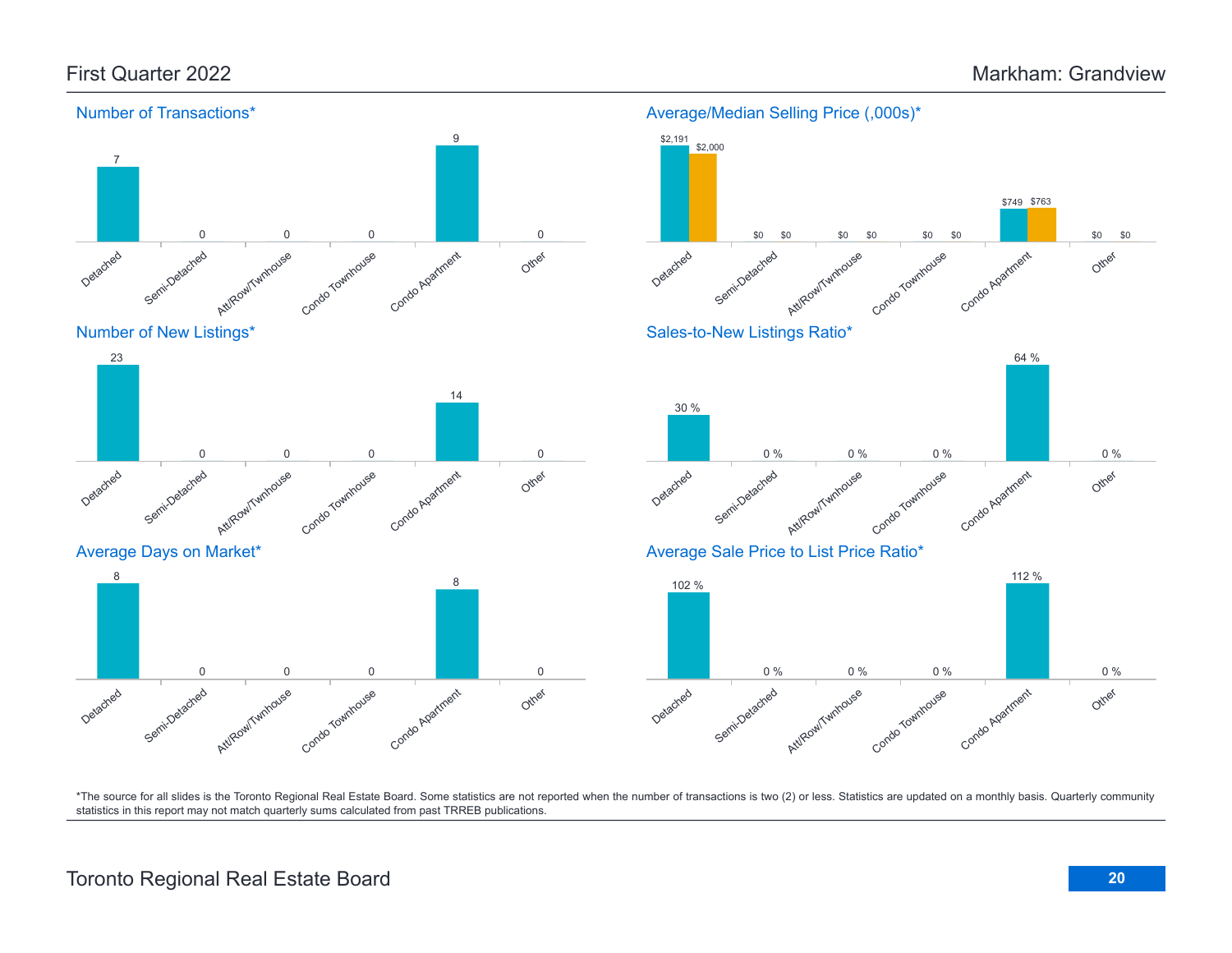First Quarter 2022

Markham: Grandview

## Number of Transactions*

| Detached | Semi-Detached | Att/Row/Twnhouse | Condo Townhouse | Condo Apartment | Other |
|---|---|---|---|---|---|
| 7 | 0 | 0 | 0 | 9 | 0 |

## Average/Median Selling Price (,000s)*

| | Detached | Semi-Detached | Att/Row/Twnhouse | Condo Townhouse | Condo Apartment | Other |
|---|---|---|---|---|---|---|
| Average | $2,191 | $0 | $0 | $0 | $749 | $0 |
| Median | $2,000 | $0 | $0 | $0 | $763 | $0 |

## Number of New Listings*

| Detached | Semi-Detached | Att/Row/Twnhouse | Condo Townhouse | Condo Apartment | Other |
|---|---|---|---|---|---|
| 23 | 0 | 0 | 0 | 14 | 0 |

## Sales-to-New Listings Ratio*

| Detached | Semi-Detached | Att/Row/Twnhouse | Condo Townhouse | Condo Apartment | Other |
|---|---|---|---|---|---|
| 30 % | 0 % | 0 % | 0 % | 64 % | 0 % |

## Average Days on Market*

| Detached | Semi-Detached | Att/Row/Twnhouse | Condo Townhouse | Condo Apartment | Other |
|---|---|---|---|---|---|
| 8 | 0 | 0 | 0 | 8 | 0 |

## Average Sale Price to List Price Ratio*

| Detached | Semi-Detached | Att/Row/Twnhouse | Condo Townhouse | Condo Apartment | Other |
|---|---|---|---|---|---|
| 102 % | 0 % | 0 % | 0 % | 112 % | 0 % |

*The source for all slides is the Toronto Regional Real Estate Board. Some statistics are not reported when the number of transactions is two (2) or less. Statistics are updated on a monthly basis. Quarterly community statistics in this report may not match quarterly sums calculated from past TRREB publications.

Toronto Regional Real Estate Board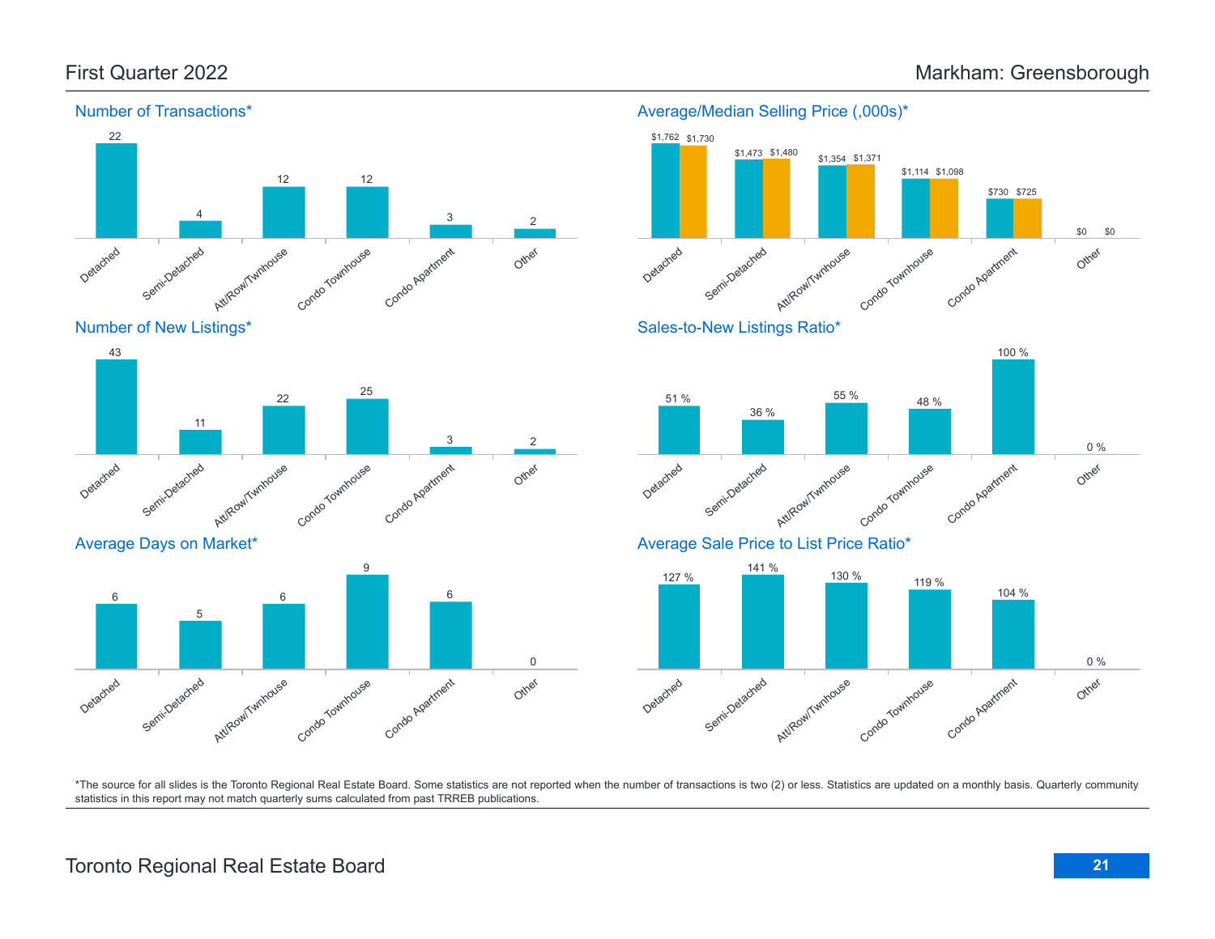First Quarter 2022 | Markham: Greensborough

## Number of Transactions*

| Detached | Semi-Detached | Att/Row/Twnhouse | Condo Townhouse | Condo Apartment | Other |
|---|---|---|---|---|---|
| 22 | 4 | 12 | 12 | 3 | 2 |

## Average/Median Selling Price (,000s)*

| | Detached | Semi-Detached | Att/Row/Twnhouse | Condo Townhouse | Condo Apartment | Other |
|---|---|---|---|---|---|---|
| Average | $1,762 | $1,473 | $1,354 | $1,114 | $730 | $0 |
| Median | $1,730 | $1,480 | $1,371 | $1,098 | $725 | $0 |

## Number of New Listings*

| Detached | Semi-Detached | Att/Row/Twnhouse | Condo Townhouse | Condo Apartment | Other |
|---|---|---|---|---|---|
| 43 | 11 | 22 | 25 | 3 | 2 |

## Sales-to-New Listings Ratio*

| Detached | Semi-Detached | Att/Row/Twnhouse | Condo Townhouse | Condo Apartment | Other |
|---|---|---|---|---|---|
| 51 % | 36 % | 55 % | 48 % | 100 % | 0 % |

## Average Days on Market*

| Detached | Semi-Detached | Att/Row/Twnhouse | Condo Townhouse | Condo Apartment | Other |
|---|---|---|---|---|---|
| 6 | 5 | 6 | 9 | 6 | 0 |

## Average Sale Price to List Price Ratio*

| Detached | Semi-Detached | Att/Row/Twnhouse | Condo Townhouse | Condo Apartment | Other |
|---|---|---|---|---|---|
| 127 % | 141 % | 130 % | 119 % | 104 % | 0 % |

*The source for all slides is the Toronto Regional Real Estate Board. Some statistics are not reported when the number of transactions is two (2) or less. Statistics are updated on a monthly basis. Quarterly community statistics in this report may not match quarterly sums calculated from past TRREB publications.

Toronto Regional Real Estate Board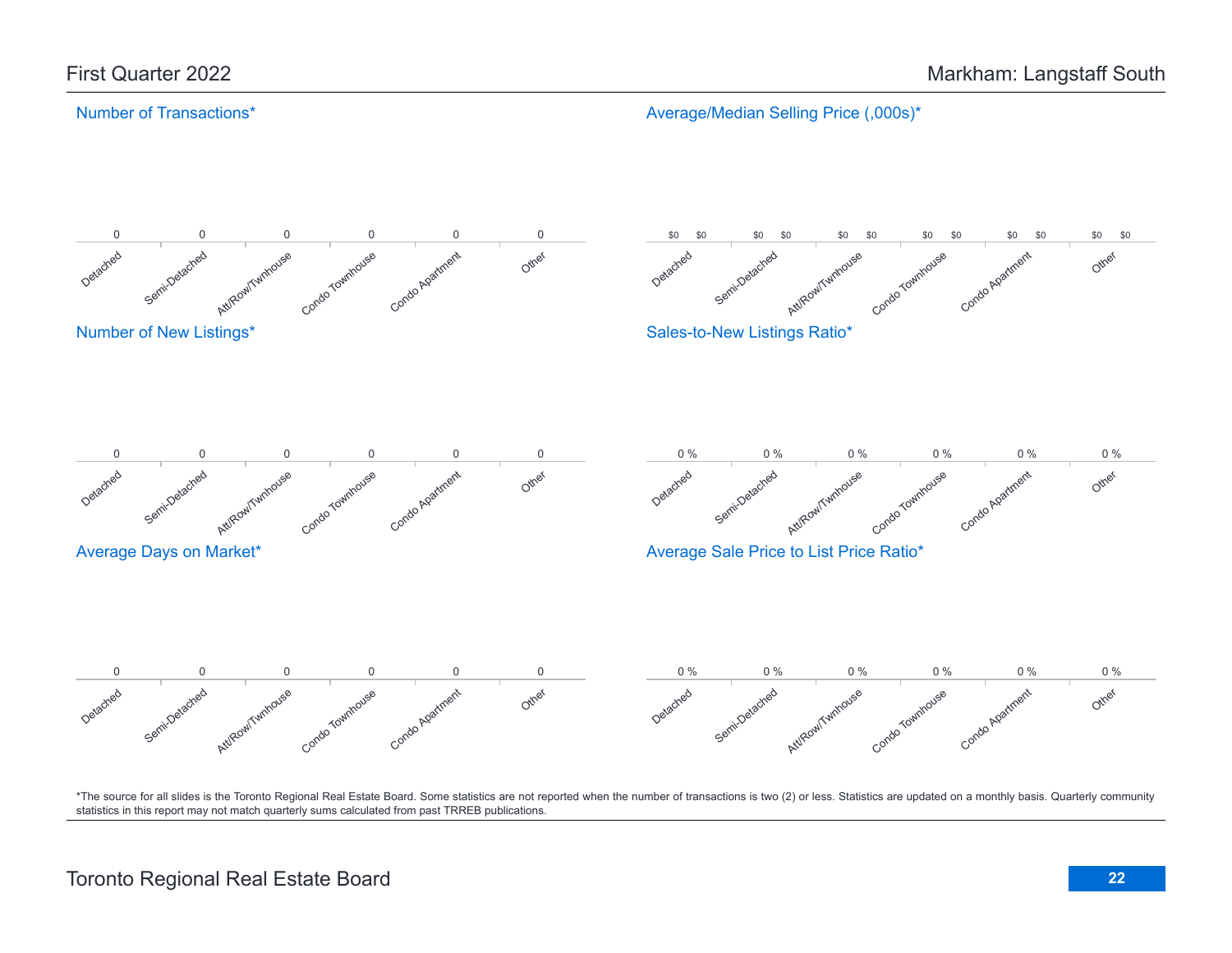First Quarter 2022

Markham: Langstaff South

## Number of Transactions*

| Detached | Semi-Detached | Att/Row/Twnhouse | Condo Townhouse | Condo Apartment | Other |
|---|---|---|---|---|---|
| 0 | 0 | 0 | 0 | 0 | 0 |

## Average/Median Selling Price (,000s)*

| Detached | | Semi-Detached | | Att/Row/Twnhouse | | Condo Townhouse | | Condo Apartment | | Other | |
|---|---|---|---|---|---|---|---|---|---|---|---|
| $0 | $0 | $0 | $0 | $0 | $0 | $0 | $0 | $0 | $0 | $0 | $0 |

## Number of New Listings*

| Detached | Semi-Detached | Att/Row/Twnhouse | Condo Townhouse | Condo Apartment | Other |
|---|---|---|---|---|---|
| 0 | 0 | 0 | 0 | 0 | 0 |

## Sales-to-New Listings Ratio*

| Detached | Semi-Detached | Att/Row/Twnhouse | Condo Townhouse | Condo Apartment | Other |
|---|---|---|---|---|---|
| 0 % | 0 % | 0 % | 0 % | 0 % | 0 % |

## Average Days on Market*

| Detached | Semi-Detached | Att/Row/Twnhouse | Condo Townhouse | Condo Apartment | Other |
|---|---|---|---|---|---|
| 0 | 0 | 0 | 0 | 0 | 0 |

## Average Sale Price to List Price Ratio*

| Detached | Semi-Detached | Att/Row/Twnhouse | Condo Townhouse | Condo Apartment | Other |
|---|---|---|---|---|---|
| 0 % | 0 % | 0 % | 0 % | 0 % | 0 % |

*The source for all slides is the Toronto Regional Real Estate Board. Some statistics are not reported when the number of transactions is two (2) or less. Statistics are updated on a monthly basis. Quarterly community statistics in this report may not match quarterly sums calculated from past TRREB publications.

Toronto Regional Real Estate Board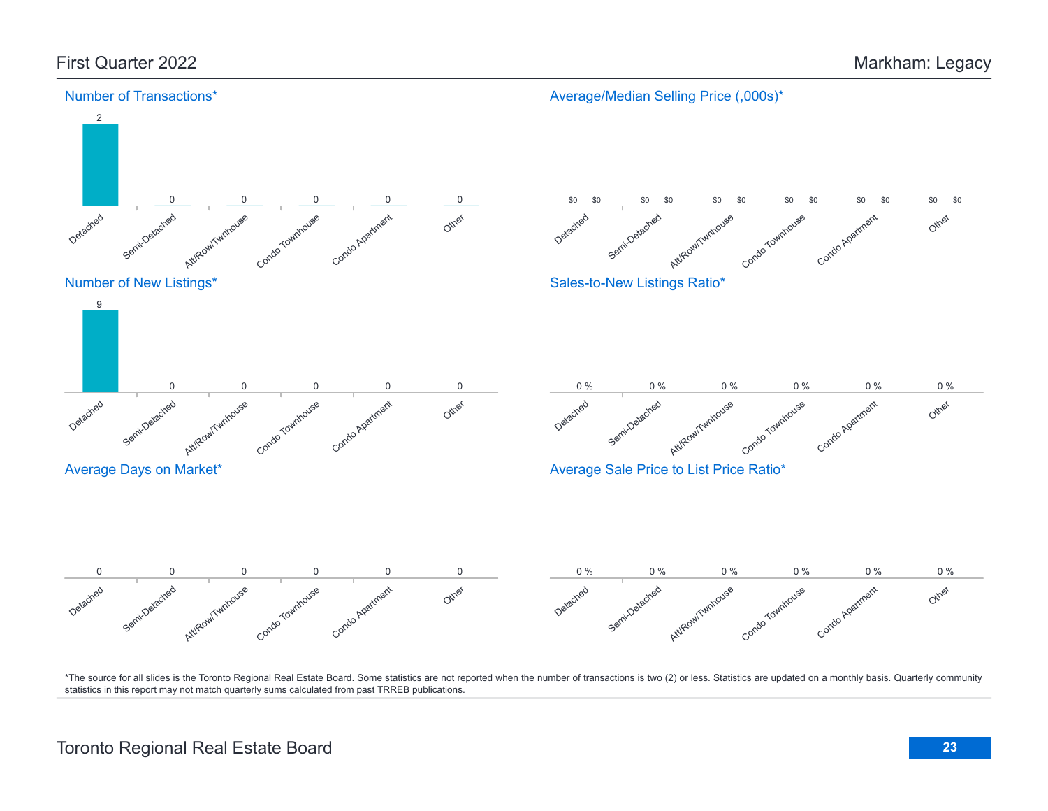# First Quarter 2022 — Markham: Legacy

## Number of Transactions*

| Detached | Semi-Detached | Att/Row/Twnhouse | Condo Townhouse | Condo Apartment | Other |
|---|---|---|---|---|---|
| 2 | 0 | 0 | 0 | 0 | 0 |

## Average/Median Selling Price (,000s)*

| | Detached | Semi-Detached | Att/Row/Twnhouse | Condo Townhouse | Condo Apartment | Other |
|---|---|---|---|---|---|---|
| Average | $0 | $0 | $0 | $0 | $0 | $0 |
| Median | $0 | $0 | $0 | $0 | $0 | $0 |

## Number of New Listings*

| Detached | Semi-Detached | Att/Row/Twnhouse | Condo Townhouse | Condo Apartment | Other |
|---|---|---|---|---|---|
| 9 | 0 | 0 | 0 | 0 | 0 |

## Sales-to-New Listings Ratio*

| Detached | Semi-Detached | Att/Row/Twnhouse | Condo Townhouse | Condo Apartment | Other |
|---|---|---|---|---|---|
| 0 % | 0 % | 0 % | 0 % | 0 % | 0 % |

## Average Days on Market*

| Detached | Semi-Detached | Att/Row/Twnhouse | Condo Townhouse | Condo Apartment | Other |
|---|---|---|---|---|---|
| 0 | 0 | 0 | 0 | 0 | 0 |

## Average Sale Price to List Price Ratio*

| Detached | Semi-Detached | Att/Row/Twnhouse | Condo Townhouse | Condo Apartment | Other |
|---|---|---|---|---|---|
| 0 % | 0 % | 0 % | 0 % | 0 % | 0 % |

*The source for all slides is the Toronto Regional Real Estate Board. Some statistics are not reported when the number of transactions is two (2) or less. Statistics are updated on a monthly basis. Quarterly community statistics in this report may not match quarterly sums calculated from past TRREB publications.

Toronto Regional Real Estate Board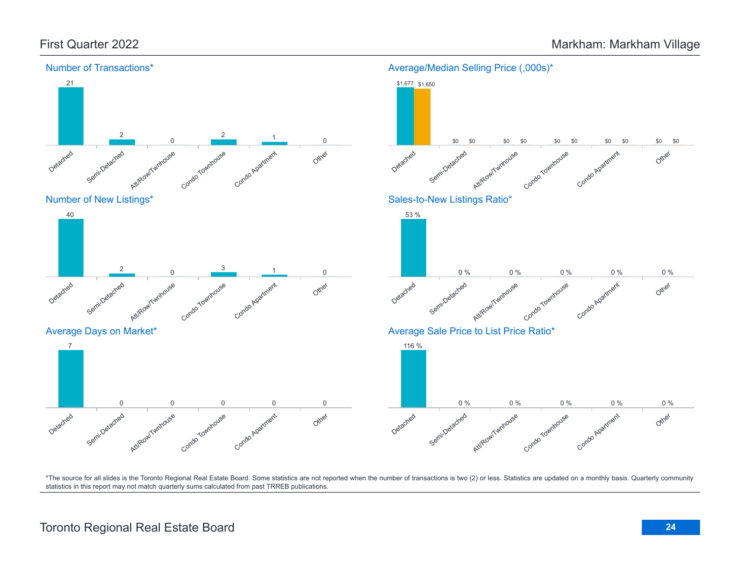# First Quarter 2022 — Markham: Markham Village

## Number of Transactions*

| Detached | Semi-Detached | Att/Row/Twnhouse | Condo Townhouse | Condo Apartment | Other |
|---|---|---|---|---|---|
| 21 | 2 | 0 | 2 | 1 | 0 |

## Average/Median Selling Price (,000s)*

| | Detached | Semi-Detached | Att/Row/Twnhouse | Condo Townhouse | Condo Apartment | Other |
|---|---|---|---|---|---|---|
| Average | $1,677 | $0 | $0 | $0 | $0 | $0 |
| Median | $1,650 | $0 | $0 | $0 | $0 | $0 |

## Number of New Listings*

| Detached | Semi-Detached | Att/Row/Twnhouse | Condo Townhouse | Condo Apartment | Other |
|---|---|---|---|---|---|
| 40 | 2 | 0 | 3 | 1 | 0 |

## Sales-to-New Listings Ratio*

| Detached | Semi-Detached | Att/Row/Twnhouse | Condo Townhouse | Condo Apartment | Other |
|---|---|---|---|---|---|
| 53 % | 0 % | 0 % | 0 % | 0 % | 0 % |

## Average Days on Market*

| Detached | Semi-Detached | Att/Row/Twnhouse | Condo Townhouse | Condo Apartment | Other |
|---|---|---|---|---|---|
| 7 | 0 | 0 | 0 | 0 | 0 |

## Average Sale Price to List Price Ratio*

| Detached | Semi-Detached | Att/Row/Twnhouse | Condo Townhouse | Condo Apartment | Other |
|---|---|---|---|---|---|
| 116 % | 0 % | 0 % | 0 % | 0 % | 0 % |

*The source for all slides is the Toronto Regional Real Estate Board. Some statistics are not reported when the number of transactions is two (2) or less. Statistics are updated on a monthly basis. Quarterly community statistics in this report may not match quarterly sums calculated from past TRREB publications.

Toronto Regional Real Estate Board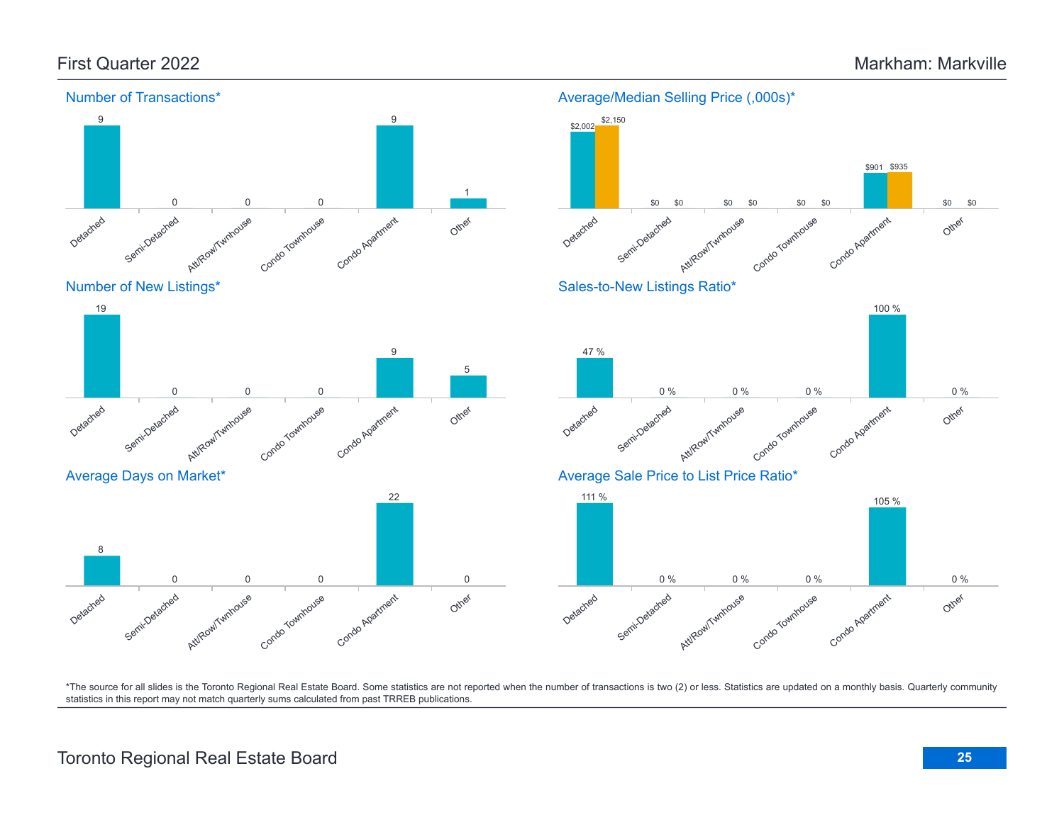# First Quarter 2022

# Markham: Markville

## Number of Transactions*

| Detached | Semi-Detached | Att/Row/Twnhouse | Condo Townhouse | Condo Apartment | Other |
|---|---|---|---|---|---|
| 9 | 0 | 0 | 0 | 9 | 1 |

## Average/Median Selling Price (,000s)*

| | Detached | Semi-Detached | Att/Row/Twnhouse | Condo Townhouse | Condo Apartment | Other |
|---|---|---|---|---|---|---|
| Average | $2,002 | $0 | $0 | $0 | $901 | $0 |
| Median | $2,150 | $0 | $0 | $0 | $935 | $0 |

## Number of New Listings*

| Detached | Semi-Detached | Att/Row/Twnhouse | Condo Townhouse | Condo Apartment | Other |
|---|---|---|---|---|---|
| 19 | 0 | 0 | 0 | 9 | 5 |

## Sales-to-New Listings Ratio*

| Detached | Semi-Detached | Att/Row/Twnhouse | Condo Townhouse | Condo Apartment | Other |
|---|---|---|---|---|---|
| 47 % | 0 % | 0 % | 0 % | 100 % | 0 % |

## Average Days on Market*

| Detached | Semi-Detached | Att/Row/Twnhouse | Condo Townhouse | Condo Apartment | Other |
|---|---|---|---|---|---|
| 8 | 0 | 0 | 0 | 22 | 0 |

## Average Sale Price to List Price Ratio*

| Detached | Semi-Detached | Att/Row/Twnhouse | Condo Townhouse | Condo Apartment | Other |
|---|---|---|---|---|---|
| 111 % | 0 % | 0 % | 0 % | 105 % | 0 % |

*The source for all slides is the Toronto Regional Real Estate Board. Some statistics are not reported when the number of transactions is two (2) or less. Statistics are updated on a monthly basis. Quarterly community statistics in this report may not match quarterly sums calculated from past TRREB publications.

Toronto Regional Real Estate Board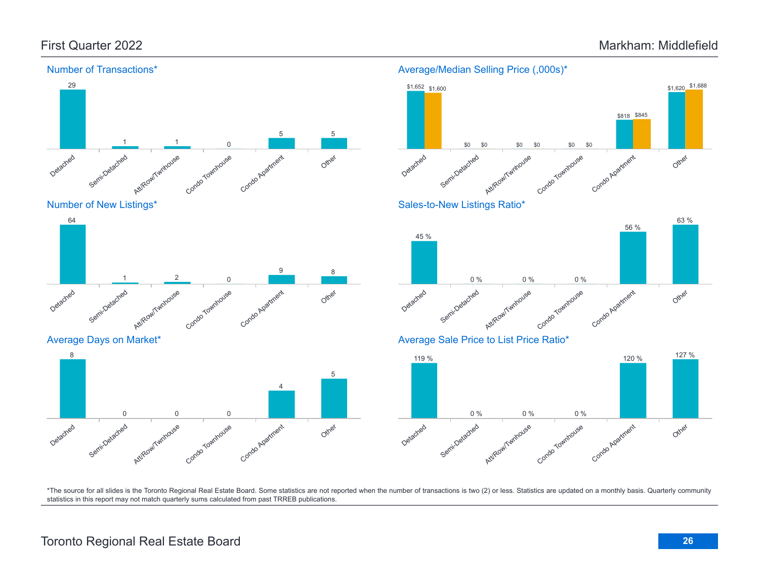# First Quarter 2022

# Markham: Middlefield

## Number of Transactions*

| Detached | Semi-Detached | Att/Row/Twnhouse | Condo Townhouse | Condo Apartment | Other |
|---|---|---|---|---|---|
| 29 | 1 | 1 | 0 | 5 | 5 |

## Average/Median Selling Price (,000s)*

| | Detached | Semi-Detached | Att/Row/Twnhouse | Condo Townhouse | Condo Apartment | Other |
|---|---|---|---|---|---|---|
| Average | $1,652 | $0 | $0 | $0 | $818 | $1,620 |
| Median | $1,600 | $0 | $0 | $0 | $845 | $1,688 |

## Number of New Listings*

| Detached | Semi-Detached | Att/Row/Twnhouse | Condo Townhouse | Condo Apartment | Other |
|---|---|---|---|---|---|
| 64 | 1 | 2 | 0 | 9 | 8 |

## Sales-to-New Listings Ratio*

| Detached | Semi-Detached | Att/Row/Twnhouse | Condo Townhouse | Condo Apartment | Other |
|---|---|---|---|---|---|
| 45 % | 0 % | 0 % | 0 % | 56 % | 63 % |

## Average Days on Market*

| Detached | Semi-Detached | Att/Row/Twnhouse | Condo Townhouse | Condo Apartment | Other |
|---|---|---|---|---|---|
| 8 | 0 | 0 | 0 | 4 | 5 |

## Average Sale Price to List Price Ratio*

| Detached | Semi-Detached | Att/Row/Twnhouse | Condo Townhouse | Condo Apartment | Other |
|---|---|---|---|---|---|
| 119 % | 0 % | 0 % | 0 % | 120 % | 127 % |

*The source for all slides is the Toronto Regional Real Estate Board. Some statistics are not reported when the number of transactions is two (2) or less. Statistics are updated on a monthly basis. Quarterly community statistics in this report may not match quarterly sums calculated from past TRREB publications.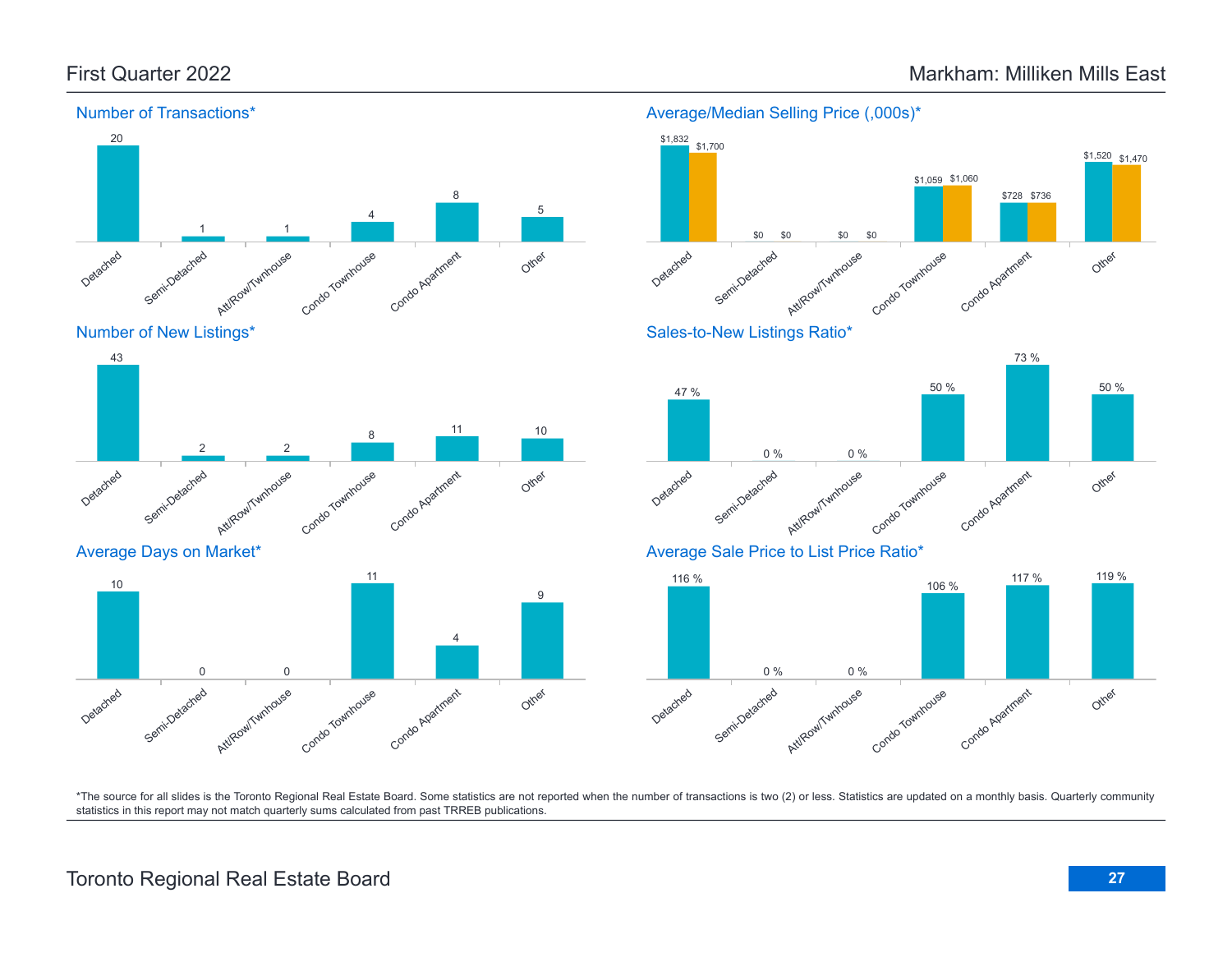# First Quarter 2022

# Markham: Milliken Mills East

## Number of Transactions*

| Detached | Semi-Detached | Att/Row/Twnhouse | Condo Townhouse | Condo Apartment | Other |
|---|---|---|---|---|---|
| 20 | 1 | 1 | 4 | 8 | 5 |

## Average/Median Selling Price (,000s)*

| | Detached | Semi-Detached | Att/Row/Twnhouse | Condo Townhouse | Condo Apartment | Other |
|---|---|---|---|---|---|---|
| Average | $1,832 | $0 | $0 | $1,059 | $728 | $1,520 |
| Median | $1,700 | $0 | $0 | $1,060 | $736 | $1,470 |

## Number of New Listings*

| Detached | Semi-Detached | Att/Row/Twnhouse | Condo Townhouse | Condo Apartment | Other |
|---|---|---|---|---|---|
| 43 | 2 | 2 | 8 | 11 | 10 |

## Sales-to-New Listings Ratio*

| Detached | Semi-Detached | Att/Row/Twnhouse | Condo Townhouse | Condo Apartment | Other |
|---|---|---|---|---|---|
| 47 % | 0 % | 0 % | 50 % | 73 % | 50 % |

## Average Days on Market*

| Detached | Semi-Detached | Att/Row/Twnhouse | Condo Townhouse | Condo Apartment | Other |
|---|---|---|---|---|---|
| 10 | 0 | 0 | 11 | 4 | 9 |

## Average Sale Price to List Price Ratio*

| Detached | Semi-Detached | Att/Row/Twnhouse | Condo Townhouse | Condo Apartment | Other |
|---|---|---|---|---|---|
| 116 % | 0 % | 0 % | 106 % | 117 % | 119 % |

*The source for all slides is the Toronto Regional Real Estate Board. Some statistics are not reported when the number of transactions is two (2) or less. Statistics are updated on a monthly basis. Quarterly community statistics in this report may not match quarterly sums calculated from past TRREB publications.

Toronto Regional Real Estate Board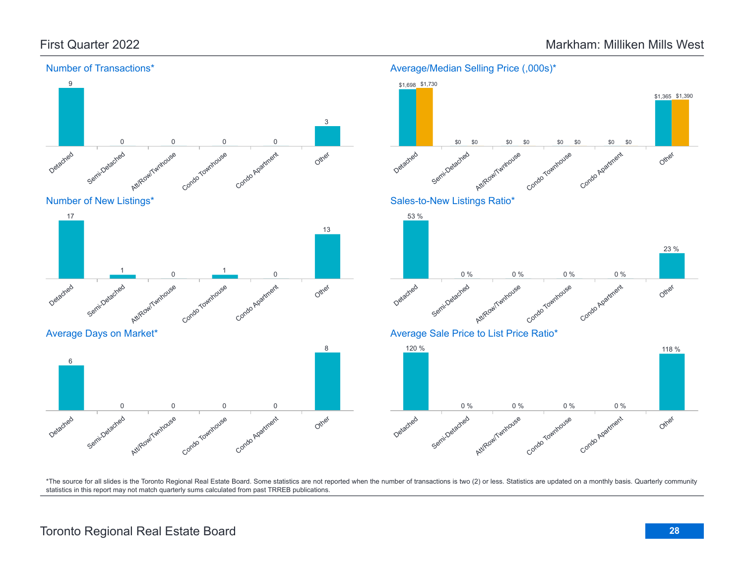First Quarter 2022

Markham: Milliken Mills West

### Number of Transactions*

| Detached | Semi-Detached | Att/Row/Twnhouse | Condo Townhouse | Condo Apartment | Other |
|---|---|---|---|---|---|
| 9 | 0 | 0 | 0 | 0 | 3 |

### Average/Median Selling Price (,000s)*

| | Detached | Semi-Detached | Att/Row/Twnhouse | Condo Townhouse | Condo Apartment | Other |
|---|---|---|---|---|---|---|
| Average | $1,698 | $0 | $0 | $0 | $0 | $1,365 |
| Median | $1,730 | $0 | $0 | $0 | $0 | $1,390 |

### Number of New Listings*

| Detached | Semi-Detached | Att/Row/Twnhouse | Condo Townhouse | Condo Apartment | Other |
|---|---|---|---|---|---|
| 17 | 1 | 0 | 1 | 0 | 13 |

### Sales-to-New Listings Ratio*

| Detached | Semi-Detached | Att/Row/Twnhouse | Condo Townhouse | Condo Apartment | Other |
|---|---|---|---|---|---|
| 53 % | 0 % | 0 % | 0 % | 0 % | 23 % |

### Average Days on Market*

| Detached | Semi-Detached | Att/Row/Twnhouse | Condo Townhouse | Condo Apartment | Other |
|---|---|---|---|---|---|
| 6 | 0 | 0 | 0 | 0 | 8 |

### Average Sale Price to List Price Ratio*

| Detached | Semi-Detached | Att/Row/Twnhouse | Condo Townhouse | Condo Apartment | Other |
|---|---|---|---|---|---|
| 120 % | 0 % | 0 % | 0 % | 0 % | 118 % |

*The source for all slides is the Toronto Regional Real Estate Board. Some statistics are not reported when the number of transactions is two (2) or less. Statistics are updated on a monthly basis. Quarterly community statistics in this report may not match quarterly sums calculated from past TRREB publications.

Toronto Regional Real Estate Board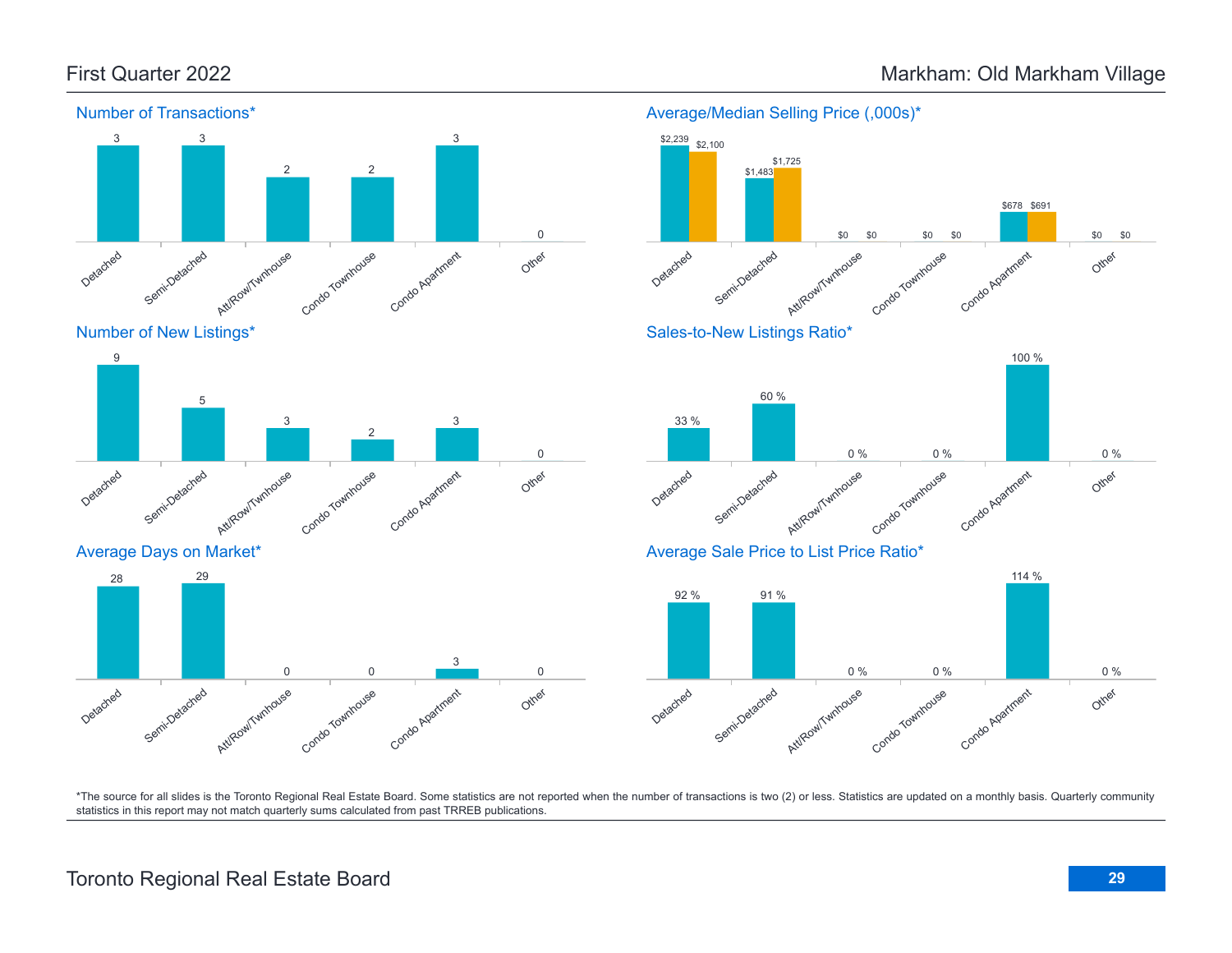# First Quarter 2022 — Markham: Old Markham Village

## Number of Transactions*

| Detached | Semi-Detached | Att/Row/Twnhouse | Condo Townhouse | Condo Apartment | Other |
|---|---|---|---|---|---|
| 3 | 3 | 2 | 2 | 3 | 0 |

## Average/Median Selling Price (,000s)*

| | Detached | Semi-Detached | Att/Row/Twnhouse | Condo Townhouse | Condo Apartment | Other |
|---|---|---|---|---|---|---|
| Average | $2,239 | $1,483 | $0 | $0 | $678 | $0 |
| Median | $2,100 | $1,725 | $0 | $0 | $691 | $0 |

## Number of New Listings*

| Detached | Semi-Detached | Att/Row/Twnhouse | Condo Townhouse | Condo Apartment | Other |
|---|---|---|---|---|---|
| 9 | 5 | 3 | 2 | 3 | 0 |

## Sales-to-New Listings Ratio*

| Detached | Semi-Detached | Att/Row/Twnhouse | Condo Townhouse | Condo Apartment | Other |
|---|---|---|---|---|---|
| 33 % | 60 % | 0 % | 0 % | 100 % | 0 % |

## Average Days on Market*

| Detached | Semi-Detached | Att/Row/Twnhouse | Condo Townhouse | Condo Apartment | Other |
|---|---|---|---|---|---|
| 28 | 29 | 0 | 0 | 3 | 0 |

## Average Sale Price to List Price Ratio*

| Detached | Semi-Detached | Att/Row/Twnhouse | Condo Townhouse | Condo Apartment | Other |
|---|---|---|---|---|---|
| 92 % | 91 % | 0 % | 0 % | 114 % | 0 % |

*The source for all slides is the Toronto Regional Real Estate Board. Some statistics are not reported when the number of transactions is two (2) or less. Statistics are updated on a monthly basis. Quarterly community statistics in this report may not match quarterly sums calculated from past TRREB publications.

Toronto Regional Real Estate Board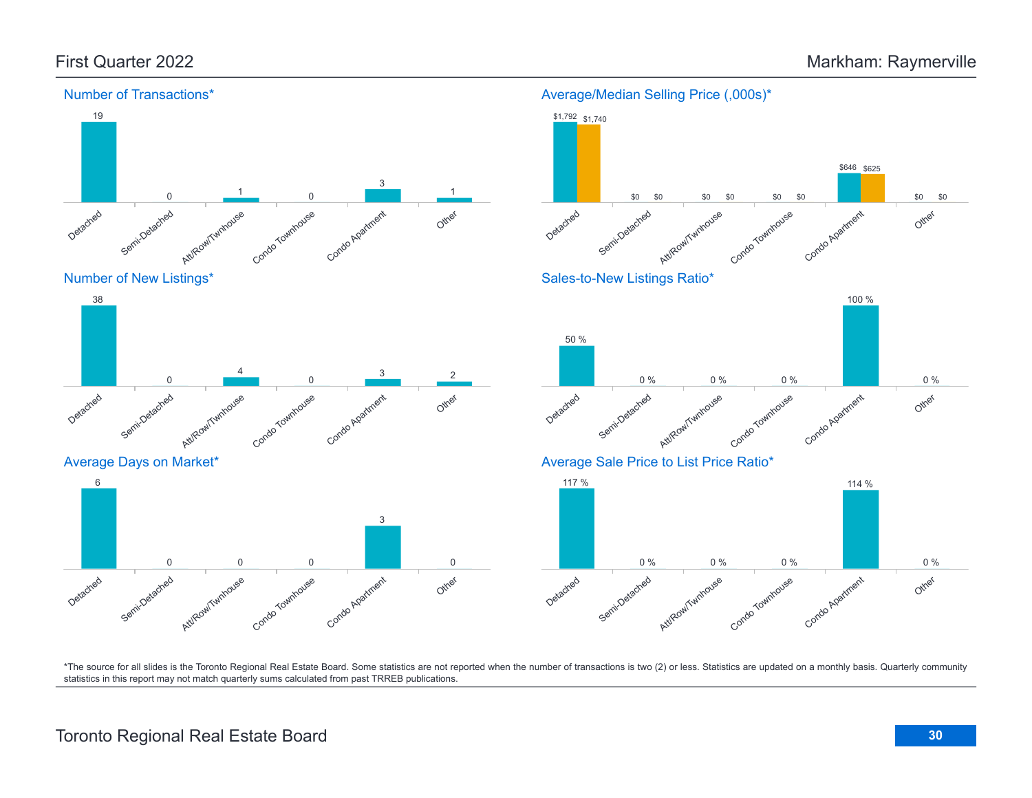First Quarter 2022

Markham: Raymerville

## Number of Transactions*

| Detached | Semi-Detached | Att/Row/Twnhouse | Condo Townhouse | Condo Apartment | Other |
|---|---|---|---|---|---|
| 19 | 0 | 1 | 0 | 3 | 1 |

## Average/Median Selling Price (,000s)*

| | Detached | Semi-Detached | Att/Row/Twnhouse | Condo Townhouse | Condo Apartment | Other |
|---|---|---|---|---|---|---|
| Average | $1,792 | $0 | $0 | $0 | $646 | $0 |
| Median | $1,740 | $0 | $0 | $0 | $625 | $0 |

## Number of New Listings*

| Detached | Semi-Detached | Att/Row/Twnhouse | Condo Townhouse | Condo Apartment | Other |
|---|---|---|---|---|---|
| 38 | 0 | 4 | 0 | 3 | 2 |

## Sales-to-New Listings Ratio*

| Detached | Semi-Detached | Att/Row/Twnhouse | Condo Townhouse | Condo Apartment | Other |
|---|---|---|---|---|---|
| 50 % | 0 % | 0 % | 0 % | 100 % | 0 % |

## Average Days on Market*

| Detached | Semi-Detached | Att/Row/Twnhouse | Condo Townhouse | Condo Apartment | Other |
|---|---|---|---|---|---|
| 6 | 0 | 0 | 0 | 3 | 0 |

## Average Sale Price to List Price Ratio*

| Detached | Semi-Detached | Att/Row/Twnhouse | Condo Townhouse | Condo Apartment | Other |
|---|---|---|---|---|---|
| 117 % | 0 % | 0 % | 0 % | 114 % | 0 % |

*The source for all slides is the Toronto Regional Real Estate Board. Some statistics are not reported when the number of transactions is two (2) or less. Statistics are updated on a monthly basis. Quarterly community statistics in this report may not match quarterly sums calculated from past TRREB publications.

Toronto Regional Real Estate Board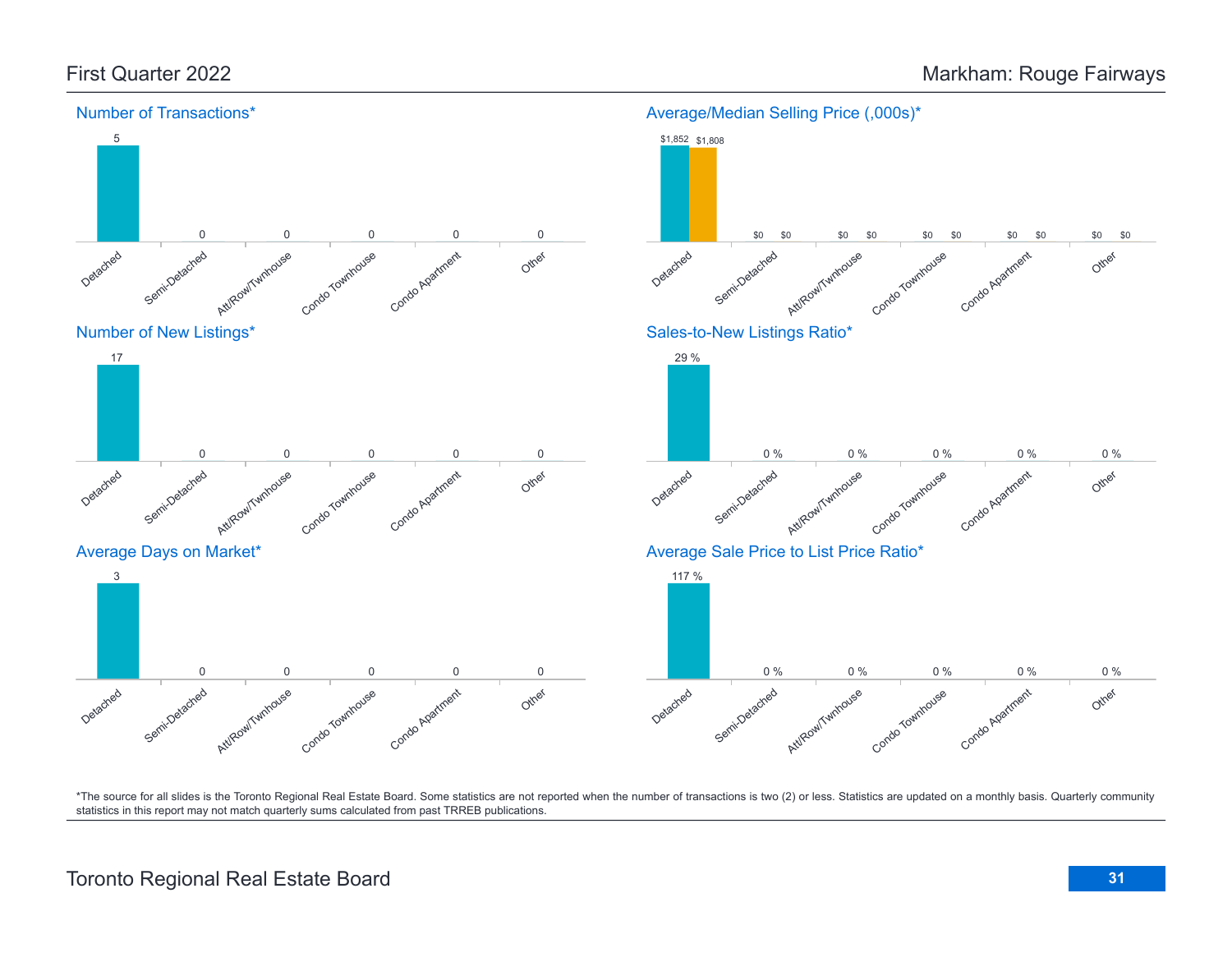First Quarter 2022

Markham: Rouge Fairways

### Number of Transactions*

| Detached | Semi-Detached | Att/Row/Twnhouse | Condo Townhouse | Condo Apartment | Other |
|---|---|---|---|---|---|
| 5 | 0 | 0 | 0 | 0 | 0 |

### Average/Median Selling Price (,000s)*

| | Detached | Semi-Detached | Att/Row/Twnhouse | Condo Townhouse | Condo Apartment | Other |
|---|---|---|---|---|---|---|
| Average | $1,852 | $0 | $0 | $0 | $0 | $0 |
| Median | $1,808 | $0 | $0 | $0 | $0 | $0 |

### Number of New Listings*

| Detached | Semi-Detached | Att/Row/Twnhouse | Condo Townhouse | Condo Apartment | Other |
|---|---|---|---|---|---|
| 17 | 0 | 0 | 0 | 0 | 0 |

### Sales-to-New Listings Ratio*

| Detached | Semi-Detached | Att/Row/Twnhouse | Condo Townhouse | Condo Apartment | Other |
|---|---|---|---|---|---|
| 29 % | 0 % | 0 % | 0 % | 0 % | 0 % |

### Average Days on Market*

| Detached | Semi-Detached | Att/Row/Twnhouse | Condo Townhouse | Condo Apartment | Other |
|---|---|---|---|---|---|
| 3 | 0 | 0 | 0 | 0 | 0 |

### Average Sale Price to List Price Ratio*

| Detached | Semi-Detached | Att/Row/Twnhouse | Condo Townhouse | Condo Apartment | Other |
|---|---|---|---|---|---|
| 117 % | 0 % | 0 % | 0 % | 0 % | 0 % |

*The source for all slides is the Toronto Regional Real Estate Board. Some statistics are not reported when the number of transactions is two (2) or less. Statistics are updated on a monthly basis. Quarterly community statistics in this report may not match quarterly sums calculated from past TRREB publications.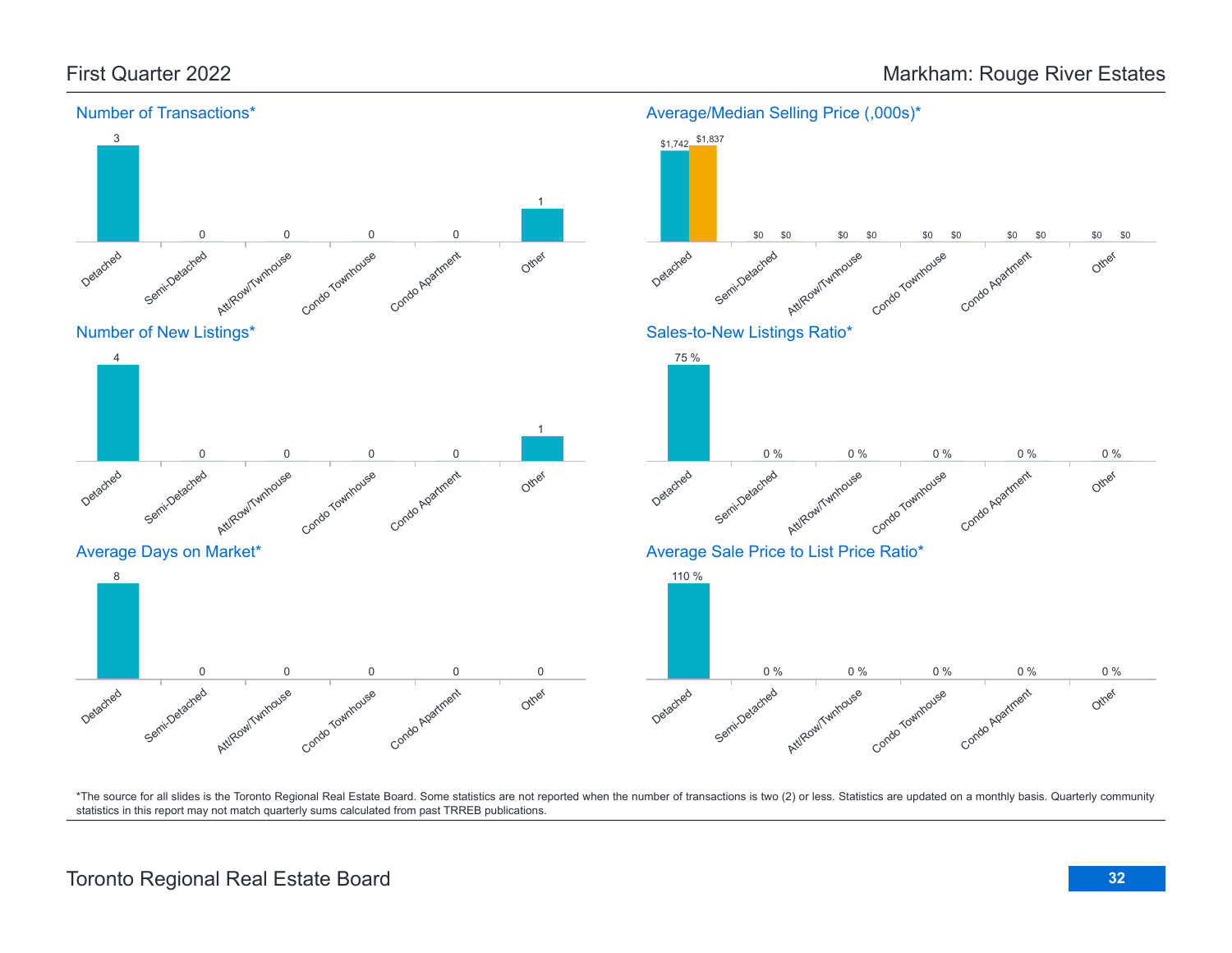First Quarter 2022

Markham: Rouge River Estates

## Number of Transactions*

| Detached | Semi-Detached | Att/Row/Twnhouse | Condo Townhouse | Condo Apartment | Other |
|---|---|---|---|---|---|
| 3 | 0 | 0 | 0 | 0 | 1 |

## Average/Median Selling Price (,000s)*

| | Detached | Semi-Detached | Att/Row/Twnhouse | Condo Townhouse | Condo Apartment | Other |
|---|---|---|---|---|---|---|
| Average | $1,742 | $0 | $0 | $0 | $0 | $0 |
| Median | $1,837 | $0 | $0 | $0 | $0 | $0 |

## Number of New Listings*

| Detached | Semi-Detached | Att/Row/Twnhouse | Condo Townhouse | Condo Apartment | Other |
|---|---|---|---|---|---|
| 4 | 0 | 0 | 0 | 0 | 1 |

## Sales-to-New Listings Ratio*

| Detached | Semi-Detached | Att/Row/Twnhouse | Condo Townhouse | Condo Apartment | Other |
|---|---|---|---|---|---|
| 75 % | 0 % | 0 % | 0 % | 0 % | 0 % |

## Average Days on Market*

| Detached | Semi-Detached | Att/Row/Twnhouse | Condo Townhouse | Condo Apartment | Other |
|---|---|---|---|---|---|
| 8 | 0 | 0 | 0 | 0 | 0 |

## Average Sale Price to List Price Ratio*

| Detached | Semi-Detached | Att/Row/Twnhouse | Condo Townhouse | Condo Apartment | Other |
|---|---|---|---|---|---|
| 110 % | 0 % | 0 % | 0 % | 0 % | 0 % |

*The source for all slides is the Toronto Regional Real Estate Board. Some statistics are not reported when the number of transactions is two (2) or less. Statistics are updated on a monthly basis. Quarterly community statistics in this report may not match quarterly sums calculated from past TRREB publications.

Toronto Regional Real Estate Board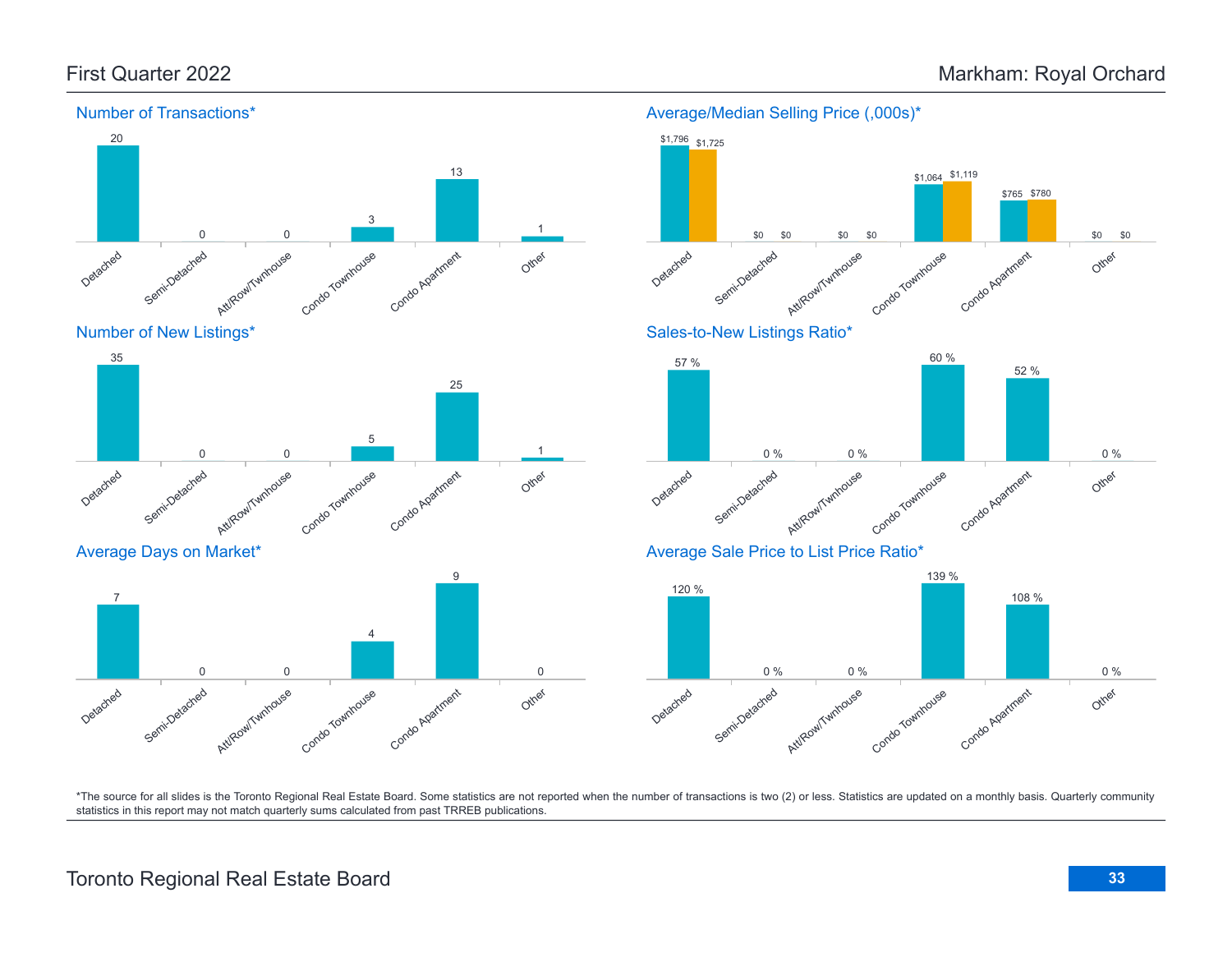# First Quarter 2022 — Markham: Royal Orchard

## Number of Transactions*

| Detached | Semi-Detached | Att/Row/Twnhouse | Condo Townhouse | Condo Apartment | Other |
|---|---|---|---|---|---|
| 20 | 0 | 0 | 3 | 13 | 1 |

## Average/Median Selling Price (,000s)*

| | Detached | Semi-Detached | Att/Row/Twnhouse | Condo Townhouse | Condo Apartment | Other |
|---|---|---|---|---|---|---|
| Average | $1,796 | $0 | $0 | $1,064 | $765 | $0 |
| Median | $1,725 | $0 | $0 | $1,119 | $780 | $0 |

## Number of New Listings*

| Detached | Semi-Detached | Att/Row/Twnhouse | Condo Townhouse | Condo Apartment | Other |
|---|---|---|---|---|---|
| 35 | 0 | 0 | 5 | 25 | 1 |

## Sales-to-New Listings Ratio*

| Detached | Semi-Detached | Att/Row/Twnhouse | Condo Townhouse | Condo Apartment | Other |
|---|---|---|---|---|---|
| 57 % | 0 % | 0 % | 60 % | 52 % | 0 % |

## Average Days on Market*

| Detached | Semi-Detached | Att/Row/Twnhouse | Condo Townhouse | Condo Apartment | Other |
|---|---|---|---|---|---|
| 7 | 0 | 0 | 4 | 9 | 0 |

## Average Sale Price to List Price Ratio*

| Detached | Semi-Detached | Att/Row/Twnhouse | Condo Townhouse | Condo Apartment | Other |
|---|---|---|---|---|---|
| 120 % | 0 % | 0 % | 139 % | 108 % | 0 % |

*The source for all slides is the Toronto Regional Real Estate Board. Some statistics are not reported when the number of transactions is two (2) or less. Statistics are updated on a monthly basis. Quarterly community statistics in this report may not match quarterly sums calculated from past TRREB publications.

Toronto Regional Real Estate Board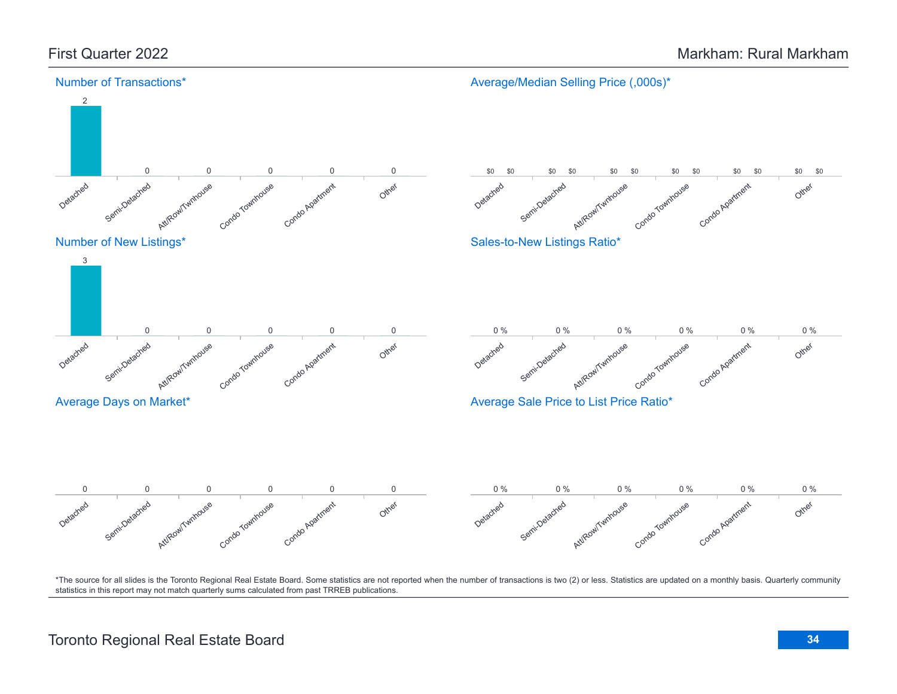# First Quarter 2022 — Markham: Rural Markham

## Number of Transactions*

| Detached | Semi-Detached | Att/Row/Twnhouse | Condo Townhouse | Condo Apartment | Other |
|---|---|---|---|---|---|
| 2 | 0 | 0 | 0 | 0 | 0 |

## Average/Median Selling Price (,000s)*

| | Detached | Semi-Detached | Att/Row/Twnhouse | Condo Townhouse | Condo Apartment | Other |
|---|---|---|---|---|---|---|
| Average | $0 | $0 | $0 | $0 | $0 | $0 |
| Median | $0 | $0 | $0 | $0 | $0 | $0 |

## Number of New Listings*

| Detached | Semi-Detached | Att/Row/Twnhouse | Condo Townhouse | Condo Apartment | Other |
|---|---|---|---|---|---|
| 3 | 0 | 0 | 0 | 0 | 0 |

## Sales-to-New Listings Ratio*

| Detached | Semi-Detached | Att/Row/Twnhouse | Condo Townhouse | Condo Apartment | Other |
|---|---|---|---|---|---|
| 0 % | 0 % | 0 % | 0 % | 0 % | 0 % |

## Average Days on Market*

| Detached | Semi-Detached | Att/Row/Twnhouse | Condo Townhouse | Condo Apartment | Other |
|---|---|---|---|---|---|
| 0 | 0 | 0 | 0 | 0 | 0 |

## Average Sale Price to List Price Ratio*

| Detached | Semi-Detached | Att/Row/Twnhouse | Condo Townhouse | Condo Apartment | Other |
|---|---|---|---|---|---|
| 0 % | 0 % | 0 % | 0 % | 0 % | 0 % |

*The source for all slides is the Toronto Regional Real Estate Board. Some statistics are not reported when the number of transactions is two (2) or less. Statistics are updated on a monthly basis. Quarterly community statistics in this report may not match quarterly sums calculated from past TRREB publications.

Toronto Regional Real Estate Board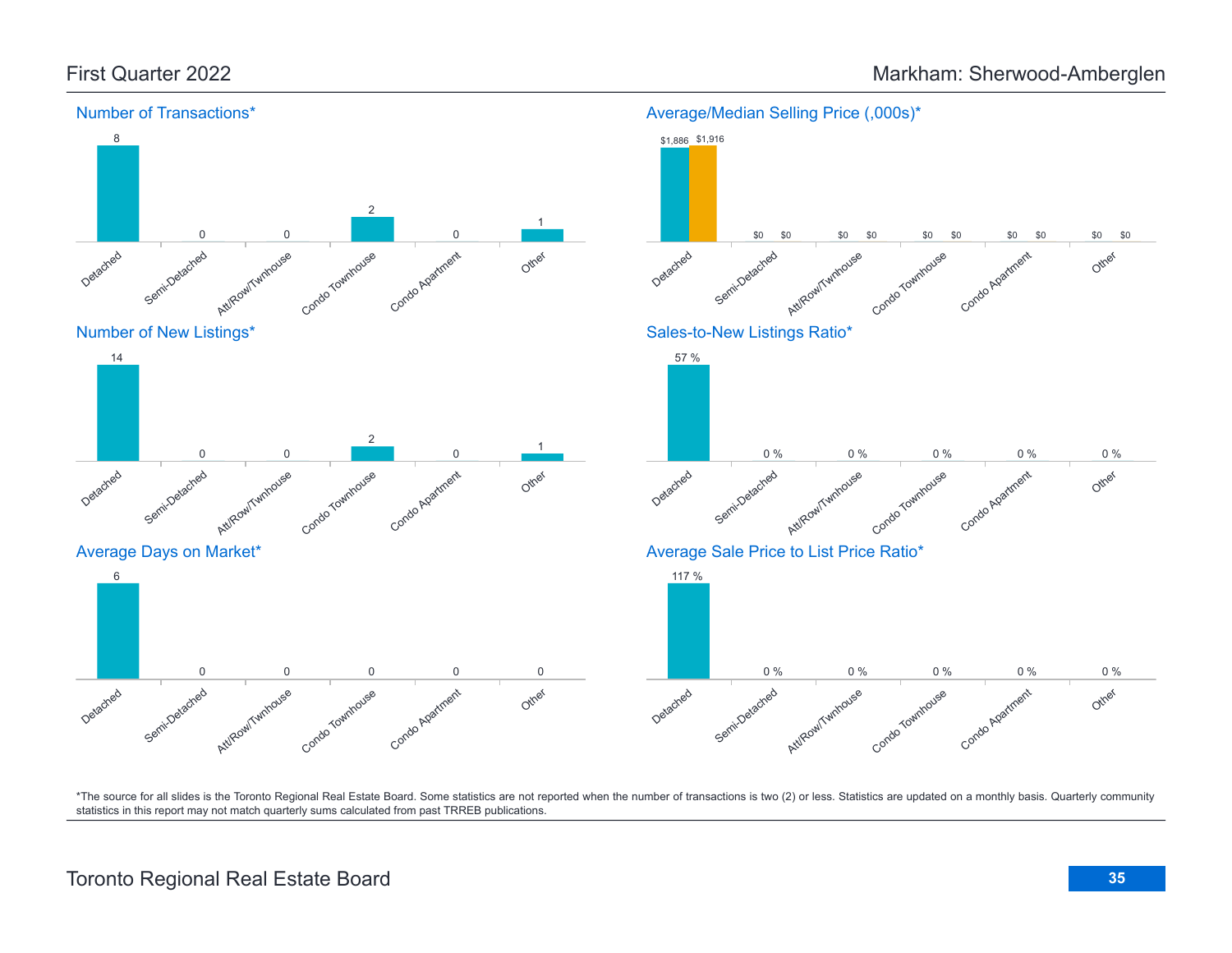# First Quarter 2022 — Markham: Sherwood-Amberglen

## Number of Transactions*

| Detached | Semi-Detached | Att/Row/Twnhouse | Condo Townhouse | Condo Apartment | Other |
| --- | --- | --- | --- | --- | --- |
| 8 | 0 | 0 | 2 | 0 | 1 |

## Average/Median Selling Price (,000s)*

| | Detached | Semi-Detached | Att/Row/Twnhouse | Condo Townhouse | Condo Apartment | Other |
| --- | --- | --- | --- | --- | --- | --- |
| Average | $1,886 | $0 | $0 | $0 | $0 | $0 |
| Median | $1,916 | $0 | $0 | $0 | $0 | $0 |

## Number of New Listings*

| Detached | Semi-Detached | Att/Row/Twnhouse | Condo Townhouse | Condo Apartment | Other |
| --- | --- | --- | --- | --- | --- |
| 14 | 0 | 0 | 2 | 0 | 1 |

## Sales-to-New Listings Ratio*

| Detached | Semi-Detached | Att/Row/Twnhouse | Condo Townhouse | Condo Apartment | Other |
| --- | --- | --- | --- | --- | --- |
| 57 % | 0 % | 0 % | 0 % | 0 % | 0 % |

## Average Days on Market*

| Detached | Semi-Detached | Att/Row/Twnhouse | Condo Townhouse | Condo Apartment | Other |
| --- | --- | --- | --- | --- | --- |
| 6 | 0 | 0 | 0 | 0 | 0 |

## Average Sale Price to List Price Ratio*

| Detached | Semi-Detached | Att/Row/Twnhouse | Condo Townhouse | Condo Apartment | Other |
| --- | --- | --- | --- | --- | --- |
| 117 % | 0 % | 0 % | 0 % | 0 % | 0 % |

*The source for all slides is the Toronto Regional Real Estate Board. Some statistics are not reported when the number of transactions is two (2) or less. Statistics are updated on a monthly basis. Quarterly community statistics in this report may not match quarterly sums calculated from past TRREB publications.

Toronto Regional Real Estate Board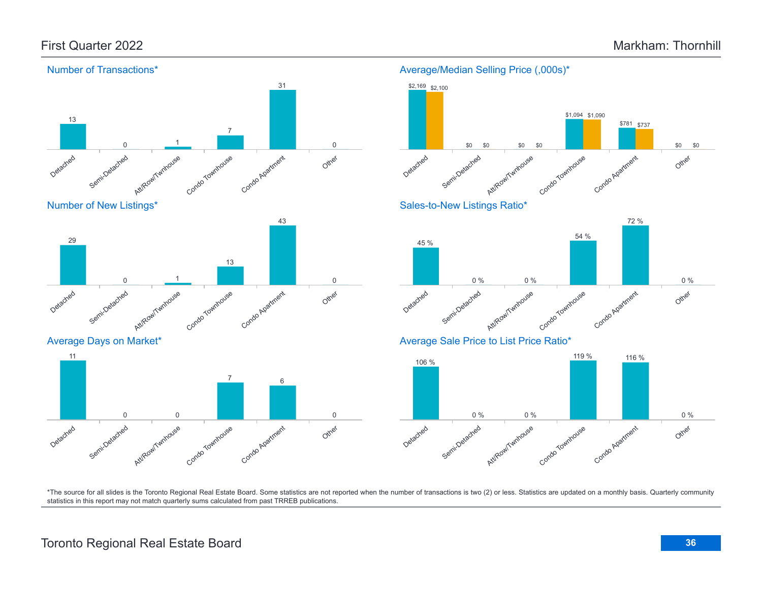# First Quarter 2022 — Markham: Thornhill

## Number of Transactions*

| Detached | Semi-Detached | Att/Row/Twnhouse | Condo Townhouse | Condo Apartment | Other |
|---|---|---|---|---|---|
| 13 | 0 | 1 | 7 | 31 | 0 |

## Average/Median Selling Price (,000s)*

| | Detached | Semi-Detached | Att/Row/Twnhouse | Condo Townhouse | Condo Apartment | Other |
|---|---|---|---|---|---|---|
| Average | $2,169 | $0 | $0 | $1,094 | $781 | $0 |
| Median | $2,100 | $0 | $0 | $1,090 | $737 | $0 |

## Number of New Listings*

| Detached | Semi-Detached | Att/Row/Twnhouse | Condo Townhouse | Condo Apartment | Other |
|---|---|---|---|---|---|
| 29 | 0 | 1 | 13 | 43 | 0 |

## Sales-to-New Listings Ratio*

| Detached | Semi-Detached | Att/Row/Twnhouse | Condo Townhouse | Condo Apartment | Other |
|---|---|---|---|---|---|
| 45 % | 0 % | 0 % | 54 % | 72 % | 0 % |

## Average Days on Market*

| Detached | Semi-Detached | Att/Row/Twnhouse | Condo Townhouse | Condo Apartment | Other |
|---|---|---|---|---|---|
| 11 | 0 | 0 | 7 | 6 | 0 |

## Average Sale Price to List Price Ratio*

| Detached | Semi-Detached | Att/Row/Twnhouse | Condo Townhouse | Condo Apartment | Other |
|---|---|---|---|---|---|
| 106 % | 0 % | 0 % | 119 % | 116 % | 0 % |

*The source for all slides is the Toronto Regional Real Estate Board. Some statistics are not reported when the number of transactions is two (2) or less. Statistics are updated on a monthly basis. Quarterly community statistics in this report may not match quarterly sums calculated from past TRREB publications.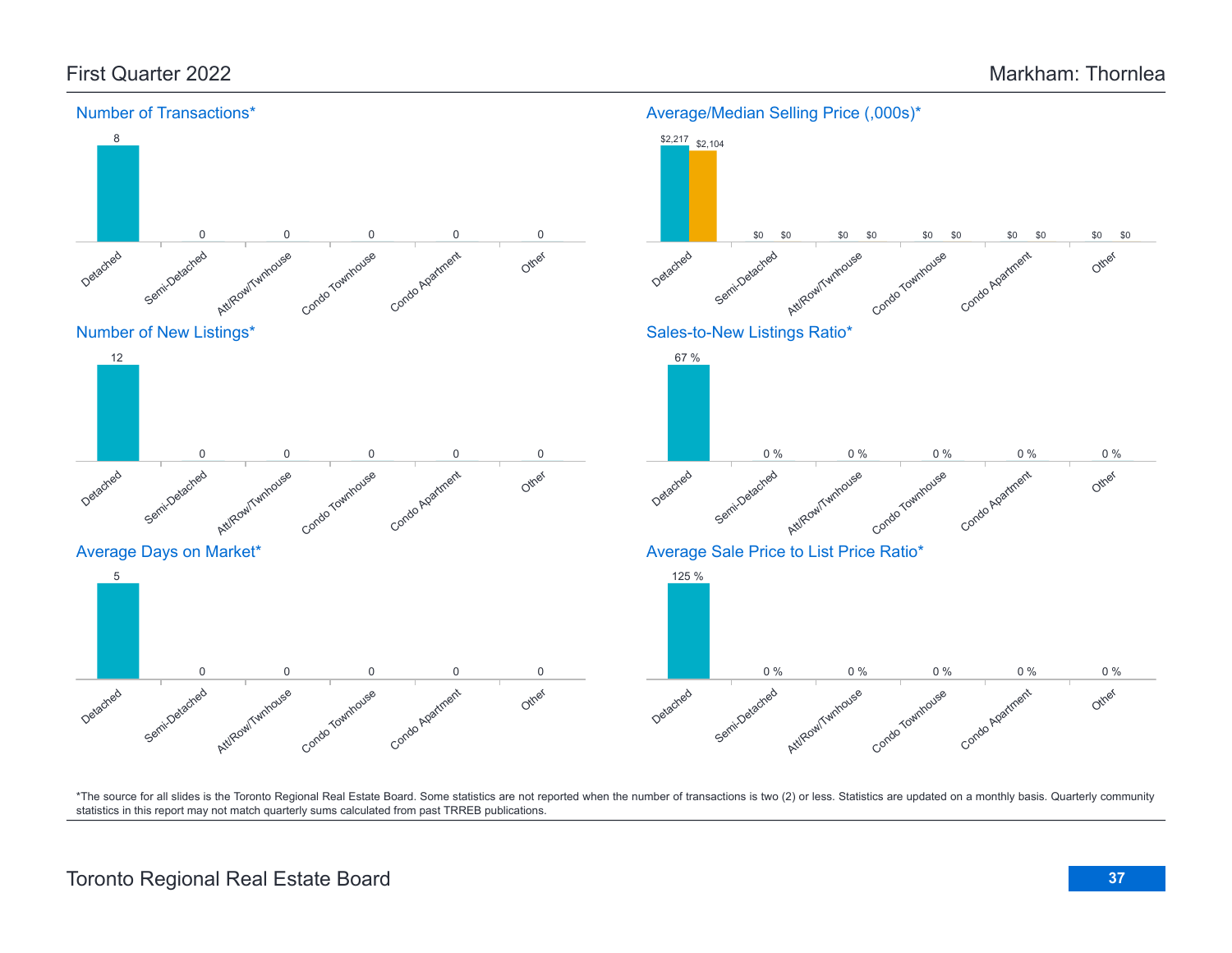# First Quarter 2022

# Markham: Thornlea

## Number of Transactions*

| Detached | Semi-Detached | Att/Row/Twnhouse | Condo Townhouse | Condo Apartment | Other |
|---|---|---|---|---|---|
| 8 | 0 | 0 | 0 | 0 | 0 |

## Average/Median Selling Price (,000s)*

| | Detached | Semi-Detached | Att/Row/Twnhouse | Condo Townhouse | Condo Apartment | Other |
|---|---|---|---|---|---|---|
| Average | $2,217 | $0 | $0 | $0 | $0 | $0 |
| Median | $2,104 | $0 | $0 | $0 | $0 | $0 |

## Number of New Listings*

| Detached | Semi-Detached | Att/Row/Twnhouse | Condo Townhouse | Condo Apartment | Other |
|---|---|---|---|---|---|
| 12 | 0 | 0 | 0 | 0 | 0 |

## Sales-to-New Listings Ratio*

| Detached | Semi-Detached | Att/Row/Twnhouse | Condo Townhouse | Condo Apartment | Other |
|---|---|---|---|---|---|
| 67 % | 0 % | 0 % | 0 % | 0 % | 0 % |

## Average Days on Market*

| Detached | Semi-Detached | Att/Row/Twnhouse | Condo Townhouse | Condo Apartment | Other |
|---|---|---|---|---|---|
| 5 | 0 | 0 | 0 | 0 | 0 |

## Average Sale Price to List Price Ratio*

| Detached | Semi-Detached | Att/Row/Twnhouse | Condo Townhouse | Condo Apartment | Other |
|---|---|---|---|---|---|
| 125 % | 0 % | 0 % | 0 % | 0 % | 0 % |

*The source for all slides is the Toronto Regional Real Estate Board. Some statistics are not reported when the number of transactions is two (2) or less. Statistics are updated on a monthly basis. Quarterly community statistics in this report may not match quarterly sums calculated from past TRREB publications.

Toronto Regional Real Estate Board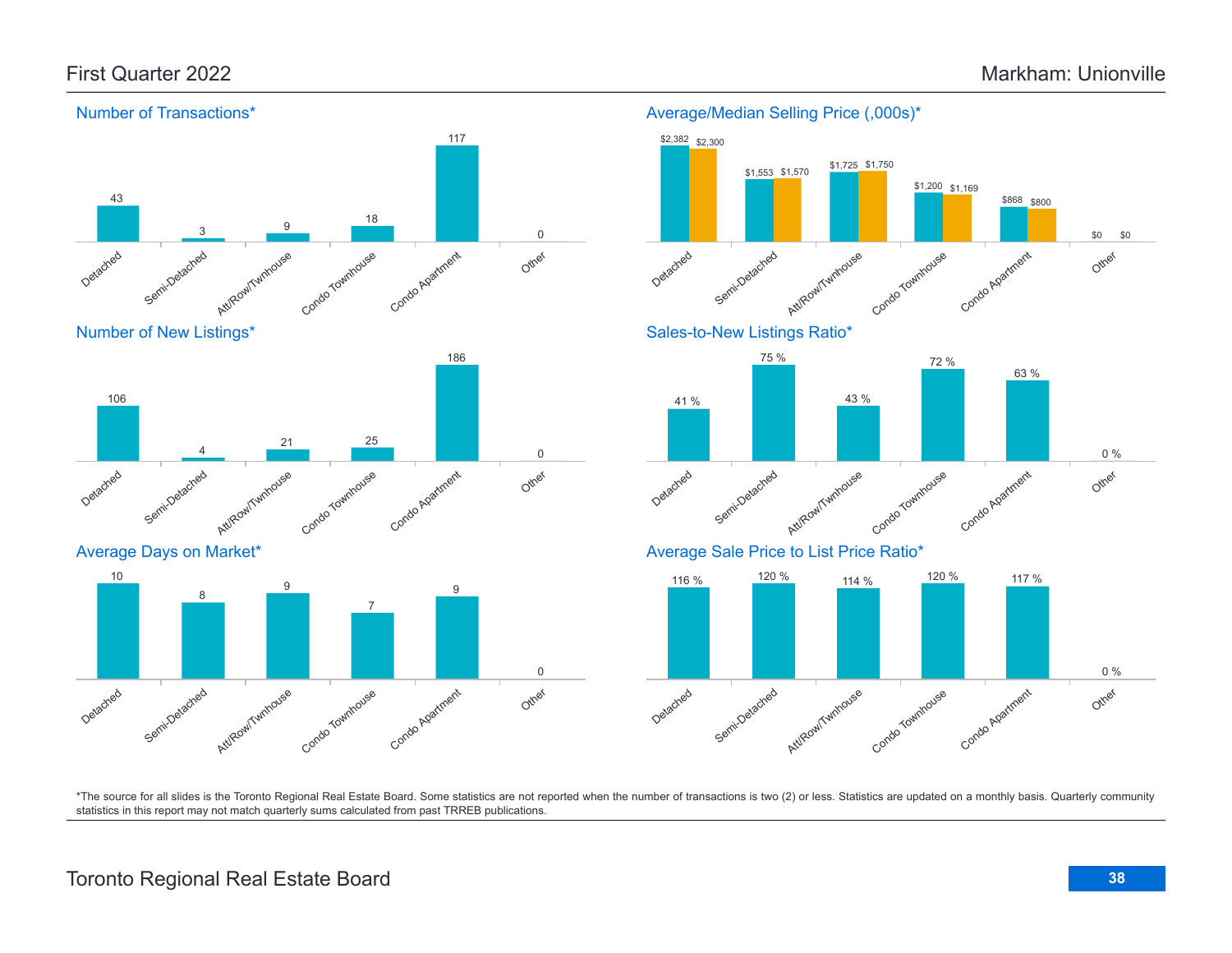# First Quarter 2022 — Markham: Unionville

### Number of Transactions*

| Detached | Semi-Detached | Att/Row/Twnhouse | Condo Townhouse | Condo Apartment | Other |
|---|---|---|---|---|---|
| 43 | 3 | 9 | 18 | 117 | 0 |

### Average/Median Selling Price (,000s)*

| | Detached | Semi-Detached | Att/Row/Twnhouse | Condo Townhouse | Condo Apartment | Other |
|---|---|---|---|---|---|---|
| Average | $2,382 | $1,553 | $1,725 | $1,200 | $868 | $0 |
| Median | $2,300 | $1,570 | $1,750 | $1,169 | $800 | $0 |

### Number of New Listings*

| Detached | Semi-Detached | Att/Row/Twnhouse | Condo Townhouse | Condo Apartment | Other |
|---|---|---|---|---|---|
| 106 | 4 | 21 | 25 | 186 | 0 |

### Sales-to-New Listings Ratio*

| Detached | Semi-Detached | Att/Row/Twnhouse | Condo Townhouse | Condo Apartment | Other |
|---|---|---|---|---|---|
| 41 % | 75 % | 43 % | 72 % | 63 % | 0 % |

### Average Days on Market*

| Detached | Semi-Detached | Att/Row/Twnhouse | Condo Townhouse | Condo Apartment | Other |
|---|---|---|---|---|---|
| 10 | 8 | 9 | 7 | 9 | 0 |

### Average Sale Price to List Price Ratio*

| Detached | Semi-Detached | Att/Row/Twnhouse | Condo Townhouse | Condo Apartment | Other |
|---|---|---|---|---|---|
| 116 % | 120 % | 114 % | 120 % | 117 % | 0 % |

*The source for all slides is the Toronto Regional Real Estate Board. Some statistics are not reported when the number of transactions is two (2) or less. Statistics are updated on a monthly basis. Quarterly community statistics in this report may not match quarterly sums calculated from past TRREB publications.

Toronto Regional Real Estate Board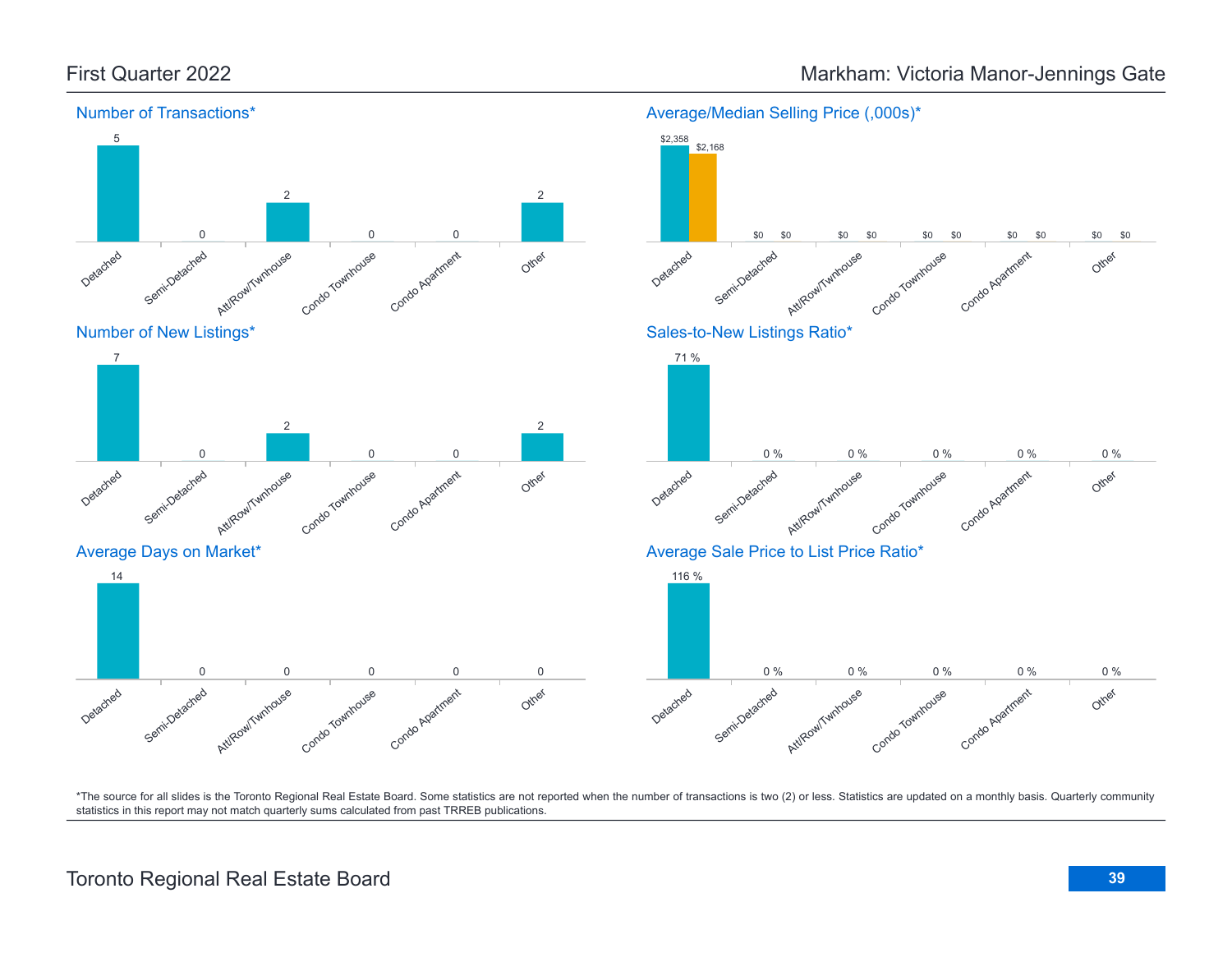# First Quarter 2022

# Markham: Victoria Manor-Jennings Gate

## Number of Transactions*

| Detached | Semi-Detached | Att/Row/Twnhouse | Condo Townhouse | Condo Apartment | Other |
|---|---|---|---|---|---|
| 5 | 0 | 2 | 0 | 0 | 2 |

## Average/Median Selling Price (,000s)*

| | Detached | Semi-Detached | Att/Row/Twnhouse | Condo Townhouse | Condo Apartment | Other |
|---|---|---|---|---|---|---|
| Average | $2,358 | $0 | $0 | $0 | $0 | $0 |
| Median | $2,168 | $0 | $0 | $0 | $0 | $0 |

## Number of New Listings*

| Detached | Semi-Detached | Att/Row/Twnhouse | Condo Townhouse | Condo Apartment | Other |
|---|---|---|---|---|---|
| 7 | 0 | 2 | 0 | 0 | 2 |

## Sales-to-New Listings Ratio*

| Detached | Semi-Detached | Att/Row/Twnhouse | Condo Townhouse | Condo Apartment | Other |
|---|---|---|---|---|---|
| 71 % | 0 % | 0 % | 0 % | 0 % | 0 % |

## Average Days on Market*

| Detached | Semi-Detached | Att/Row/Twnhouse | Condo Townhouse | Condo Apartment | Other |
|---|---|---|---|---|---|
| 14 | 0 | 0 | 0 | 0 | 0 |

## Average Sale Price to List Price Ratio*

| Detached | Semi-Detached | Att/Row/Twnhouse | Condo Townhouse | Condo Apartment | Other |
|---|---|---|---|---|---|
| 116 % | 0 % | 0 % | 0 % | 0 % | 0 % |

*The source for all slides is the Toronto Regional Real Estate Board. Some statistics are not reported when the number of transactions is two (2) or less. Statistics are updated on a monthly basis. Quarterly community statistics in this report may not match quarterly sums calculated from past TRREB publications.

Toronto Regional Real Estate Board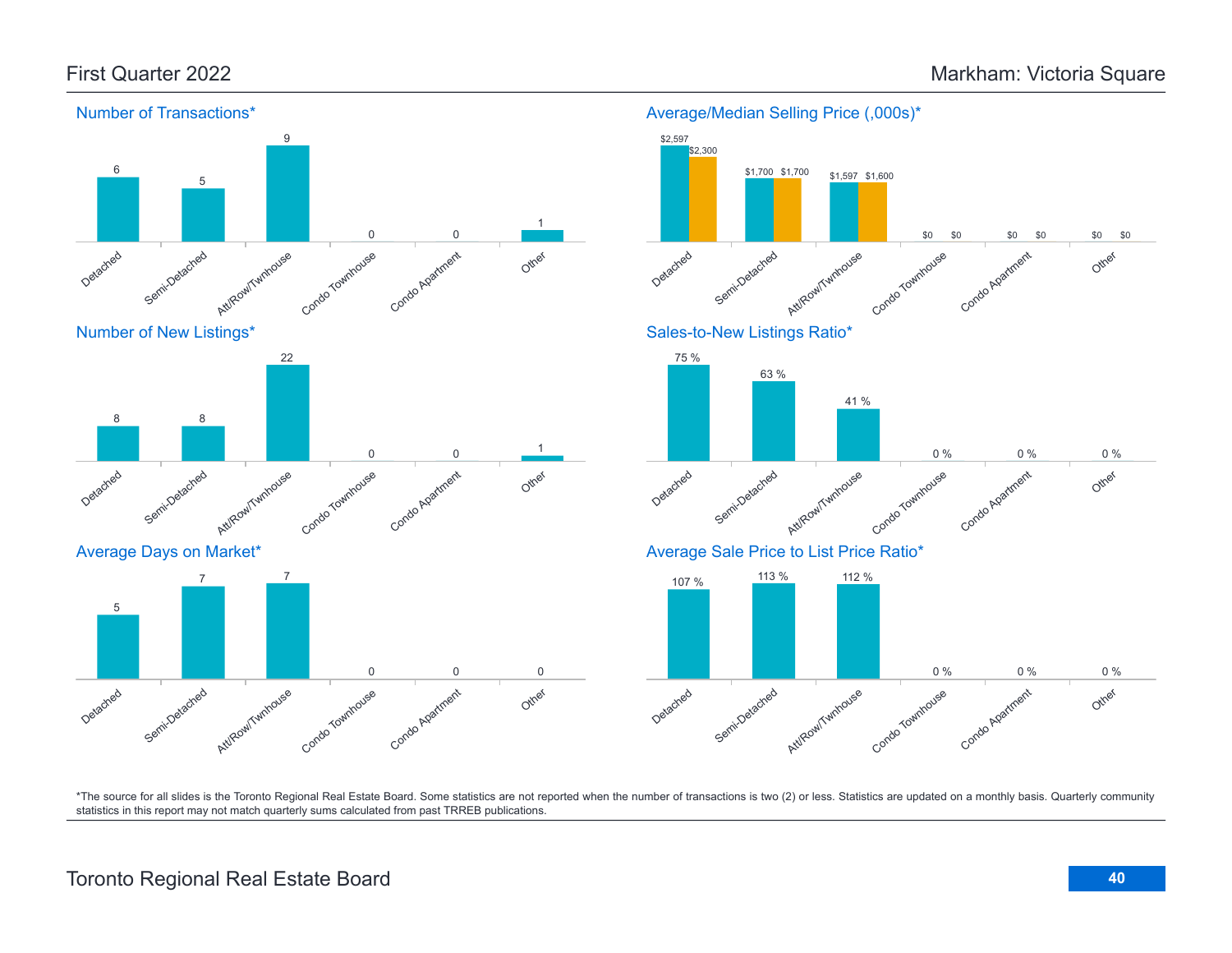First Quarter 2022

Markham: Victoria Square

## Number of Transactions*

| Detached | Semi-Detached | Att/Row/Twnhouse | Condo Townhouse | Condo Apartment | Other |
|---|---|---|---|---|---|
| 6 | 5 | 9 | 0 | 0 | 1 |

## Average/Median Selling Price (,000s)*

| | Detached | Semi-Detached | Att/Row/Twnhouse | Condo Townhouse | Condo Apartment | Other |
|---|---|---|---|---|---|---|
| Average | $2,597 | $1,700 | $1,597 | $0 | $0 | $0 |
| Median | $2,300 | $1,700 | $1,600 | $0 | $0 | $0 |

## Number of New Listings*

| Detached | Semi-Detached | Att/Row/Twnhouse | Condo Townhouse | Condo Apartment | Other |
|---|---|---|---|---|---|
| 8 | 8 | 22 | 0 | 0 | 1 |

## Sales-to-New Listings Ratio*

| Detached | Semi-Detached | Att/Row/Twnhouse | Condo Townhouse | Condo Apartment | Other |
|---|---|---|---|---|---|
| 75 % | 63 % | 41 % | 0 % | 0 % | 0 % |

## Average Days on Market*

| Detached | Semi-Detached | Att/Row/Twnhouse | Condo Townhouse | Condo Apartment | Other |
|---|---|---|---|---|---|
| 5 | 7 | 7 | 0 | 0 | 0 |

## Average Sale Price to List Price Ratio*

| Detached | Semi-Detached | Att/Row/Twnhouse | Condo Townhouse | Condo Apartment | Other |
|---|---|---|---|---|---|
| 107 % | 113 % | 112 % | 0 % | 0 % | 0 % |

*The source for all slides is the Toronto Regional Real Estate Board. Some statistics are not reported when the number of transactions is two (2) or less. Statistics are updated on a monthly basis. Quarterly community statistics in this report may not match quarterly sums calculated from past TRREB publications.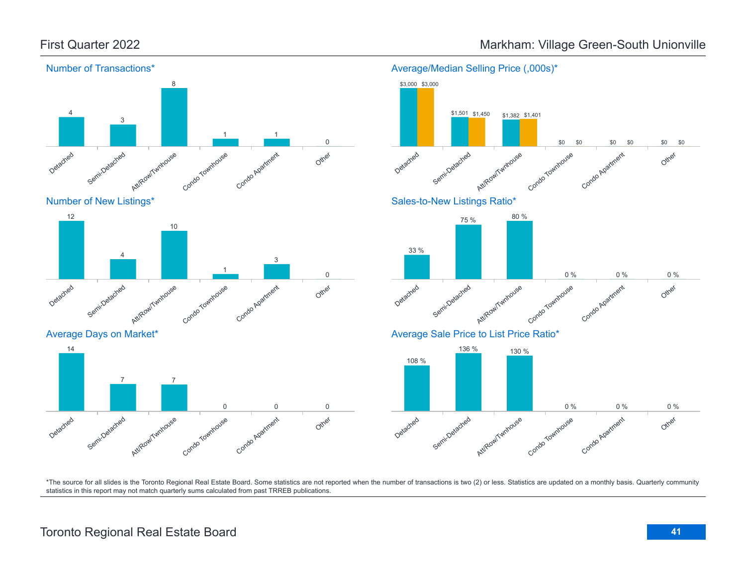# First Quarter 2022 — Markham: Village Green-South Unionville

## Number of Transactions*

| Detached | Semi-Detached | Att/Row/Twnhouse | Condo Townhouse | Condo Apartment | Other |
|---|---|---|---|---|---|
| 4 | 3 | 8 | 1 | 1 | 0 |

## Average/Median Selling Price (,000s)*

| | Detached | Semi-Detached | Att/Row/Twnhouse | Condo Townhouse | Condo Apartment | Other |
|---|---|---|---|---|---|---|
| Average | $3,000 | $1,501 | $1,382 | $0 | $0 | $0 |
| Median | $3,000 | $1,450 | $1,401 | $0 | $0 | $0 |

## Number of New Listings*

| Detached | Semi-Detached | Att/Row/Twnhouse | Condo Townhouse | Condo Apartment | Other |
|---|---|---|---|---|---|
| 12 | 4 | 10 | 1 | 3 | 0 |

## Sales-to-New Listings Ratio*

| Detached | Semi-Detached | Att/Row/Twnhouse | Condo Townhouse | Condo Apartment | Other |
|---|---|---|---|---|---|
| 33 % | 75 % | 80 % | 0 % | 0 % | 0 % |

## Average Days on Market*

| Detached | Semi-Detached | Att/Row/Twnhouse | Condo Townhouse | Condo Apartment | Other |
|---|---|---|---|---|---|
| 14 | 7 | 7 | 0 | 0 | 0 |

## Average Sale Price to List Price Ratio*

| Detached | Semi-Detached | Att/Row/Twnhouse | Condo Townhouse | Condo Apartment | Other |
|---|---|---|---|---|---|
| 108 % | 136 % | 130 % | 0 % | 0 % | 0 % |

*The source for all slides is the Toronto Regional Real Estate Board. Some statistics are not reported when the number of transactions is two (2) or less. Statistics are updated on a monthly basis. Quarterly community statistics in this report may not match quarterly sums calculated from past TRREB publications.

Toronto Regional Real Estate Board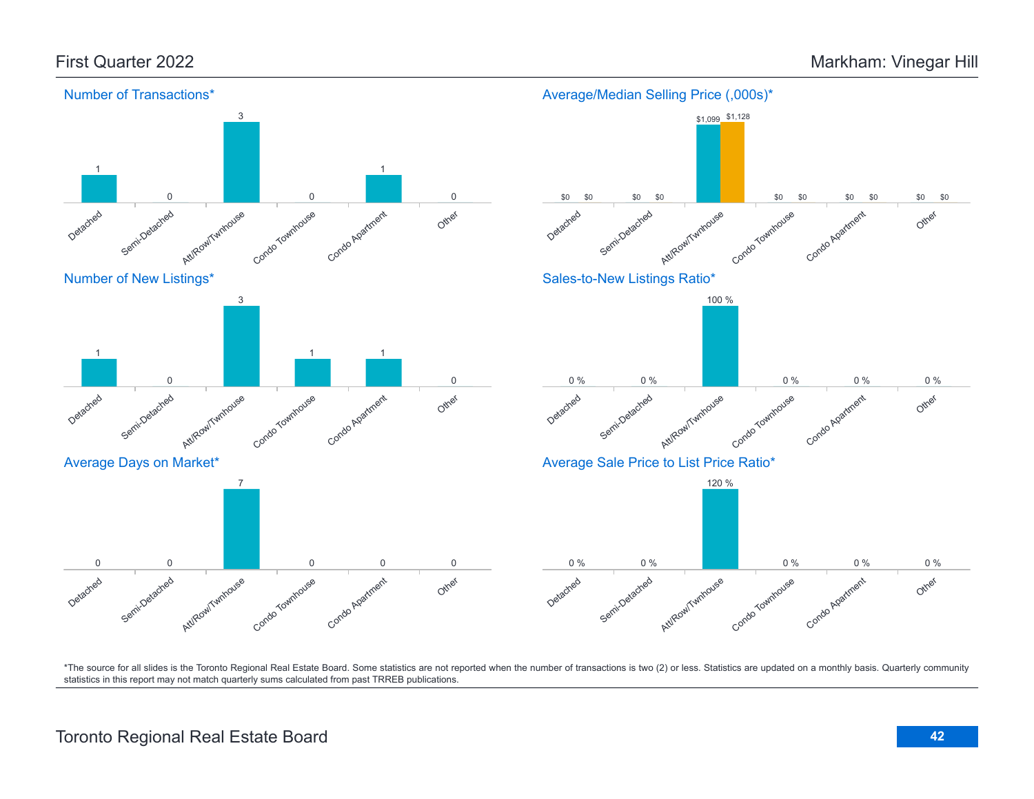## First Quarter 2022

## Markham: Vinegar Hill

### Number of Transactions*

| Detached | Semi-Detached | Att/Row/Twnhouse | Condo Townhouse | Condo Apartment | Other |
|---|---|---|---|---|---|
| 1 | 0 | 3 | 0 | 1 | 0 |

### Average/Median Selling Price (,000s)*

| | Detached | Semi-Detached | Att/Row/Twnhouse | Condo Townhouse | Condo Apartment | Other |
|---|---|---|---|---|---|---|
| Average | $0 | $0 | $1,099 | $0 | $0 | $0 |
| Median | $0 | $0 | $1,128 | $0 | $0 | $0 |

### Number of New Listings*

| Detached | Semi-Detached | Att/Row/Twnhouse | Condo Townhouse | Condo Apartment | Other |
|---|---|---|---|---|---|
| 1 | 0 | 3 | 1 | 1 | 0 |

### Sales-to-New Listings Ratio*

| Detached | Semi-Detached | Att/Row/Twnhouse | Condo Townhouse | Condo Apartment | Other |
|---|---|---|---|---|---|
| 0 % | 0 % | 100 % | 0 % | 0 % | 0 % |

### Average Days on Market*

| Detached | Semi-Detached | Att/Row/Twnhouse | Condo Townhouse | Condo Apartment | Other |
|---|---|---|---|---|---|
| 0 | 0 | 7 | 0 | 0 | 0 |

### Average Sale Price to List Price Ratio*

| Detached | Semi-Detached | Att/Row/Twnhouse | Condo Townhouse | Condo Apartment | Other |
|---|---|---|---|---|---|
| 0 % | 0 % | 120 % | 0 % | 0 % | 0 % |

*The source for all slides is the Toronto Regional Real Estate Board. Some statistics are not reported when the number of transactions is two (2) or less. Statistics are updated on a monthly basis. Quarterly community statistics in this report may not match quarterly sums calculated from past TRREB publications.

Toronto Regional Real Estate Board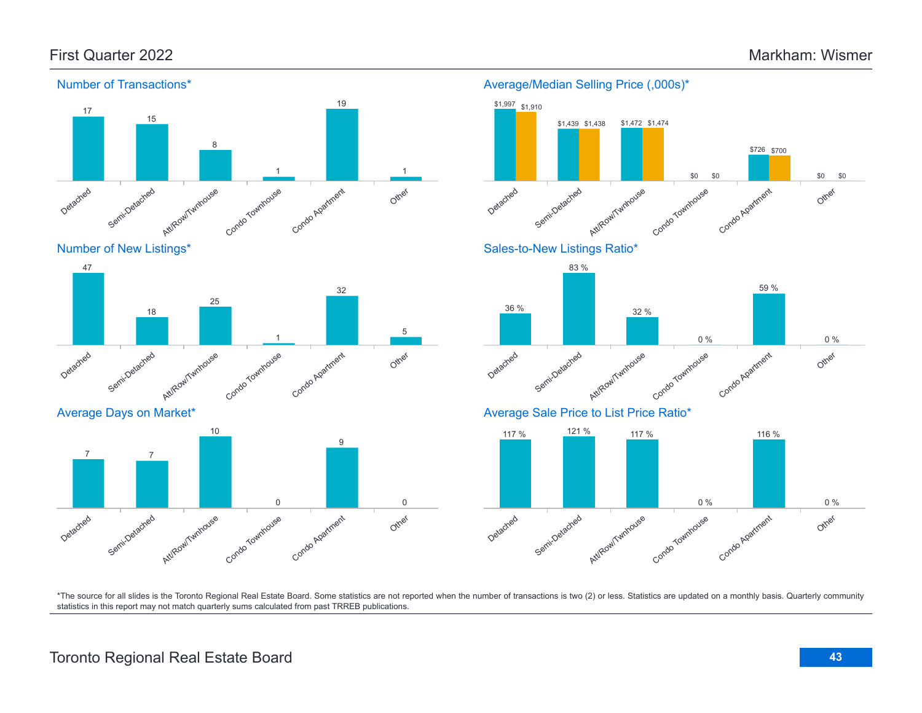First Quarter 2022

Markham: Wismer

## Number of Transactions*

17
15
8
1
19
1

Detached
Semi-Detached
Att/Row/Twnhouse
Condo Townhouse
Condo Apartment
Other

## Average/Median Selling Price (,000s)*

$1,997 $1,910
$1,439 $1,438
$1,472 $1,474
$0 $0
$726 $700
$0 $0

Detached
Semi-Detached
Att/Row/Twnhouse
Condo Townhouse
Condo Apartment
Other

## Number of New Listings*

47
18
25
1
32
5

Detached
Semi-Detached
Att/Row/Twnhouse
Condo Townhouse
Condo Apartment
Other

## Sales-to-New Listings Ratio*

36 %
83 %
32 %
0 %
59 %
0 %

Detached
Semi-Detached
Att/Row/Twnhouse
Condo Townhouse
Condo Apartment
Other

## Average Days on Market*

7
7
10
0
9
0

Detached
Semi-Detached
Att/Row/Twnhouse
Condo Townhouse
Condo Apartment
Other

## Average Sale Price to List Price Ratio*

117 %
121 %
117 %
0 %
116 %
0 %

Detached
Semi-Detached
Att/Row/Twnhouse
Condo Townhouse
Condo Apartment
Other

*The source for all slides is the Toronto Regional Real Estate Board. Some statistics are not reported when the number of transactions is two (2) or less. Statistics are updated on a monthly basis. Quarterly community statistics in this report may not match quarterly sums calculated from past TRREB publications.

Toronto Regional Real Estate Board